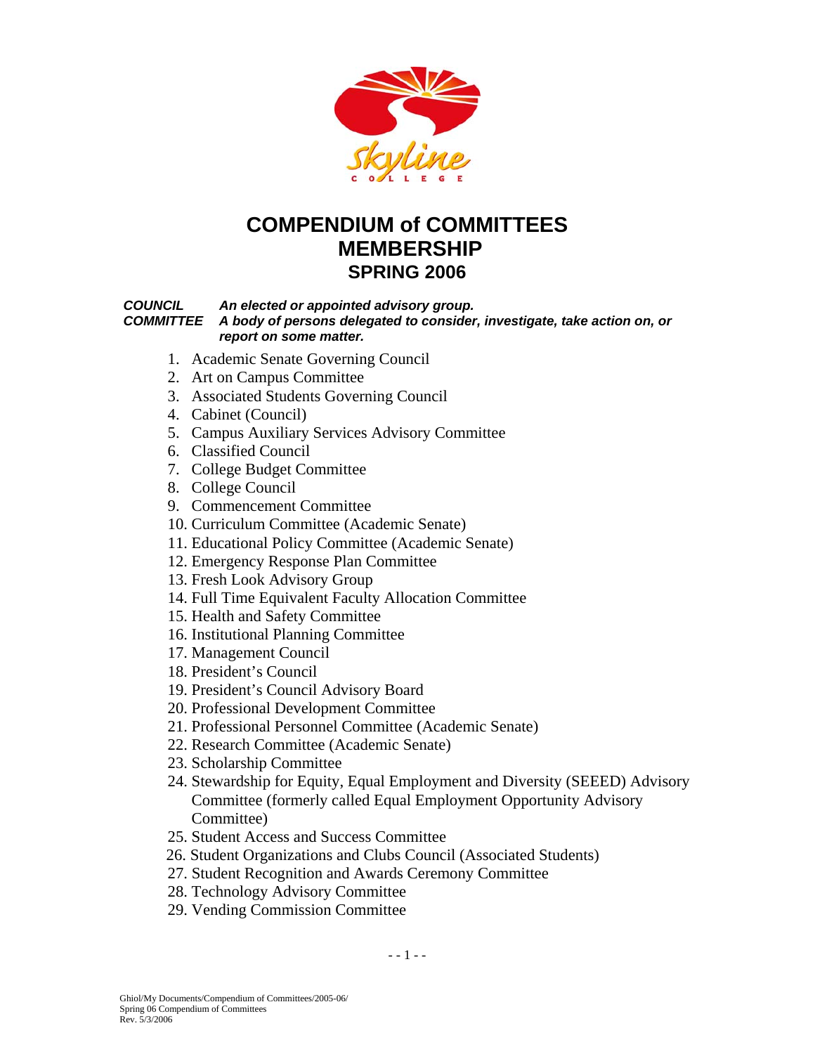# COMPENDIUM of COMMITTEES MEMBERSHIP

## SPRING 2006

***COUNCIL*** ***An elected or appointed advisory group.***

***COMMITTEE*** ***A body of persons delegated to consider, investigate, take action on, or report on some matter.***

1. Academic Senate Governing Council
2. Art on Campus Committee
3. Associated Students Governing Council
4. Cabinet (Council)
5. Campus Auxiliary Services Advisory Committee
6. Classified Council
7. College Budget Committee
8. College Council
9. Commencement Committee
10. Curriculum Committee (Academic Senate)
11. Educational Policy Committee (Academic Senate)
12. Emergency Response Plan Committee
13. Fresh Look Advisory Group
14. Full Time Equivalent Faculty Allocation Committee
15. Health and Safety Committee
16. Institutional Planning Committee
17. Management Council
18. President's Council
19. President's Council Advisory Board
20. Professional Development Committee
21. Professional Personnel Committee (Academic Senate)
22. Research Committee (Academic Senate)
23. Scholarship Committee
24. Stewardship for Equity, Equal Employment and Diversity (SEEED) Advisory Committee (formerly called Equal Employment Opportunity Advisory Committee)
25. Student Access and Success Committee
26. Student Organizations and Clubs Council (Associated Students)
27. Student Recognition and Awards Ceremony Committee
28. Technology Advisory Committee
29. Vending Commission Committee

Ghiol/My Documents/Compendium of Committees/2005-06/
Spring 06 Compendium of Committees
Rev. 5/3/2006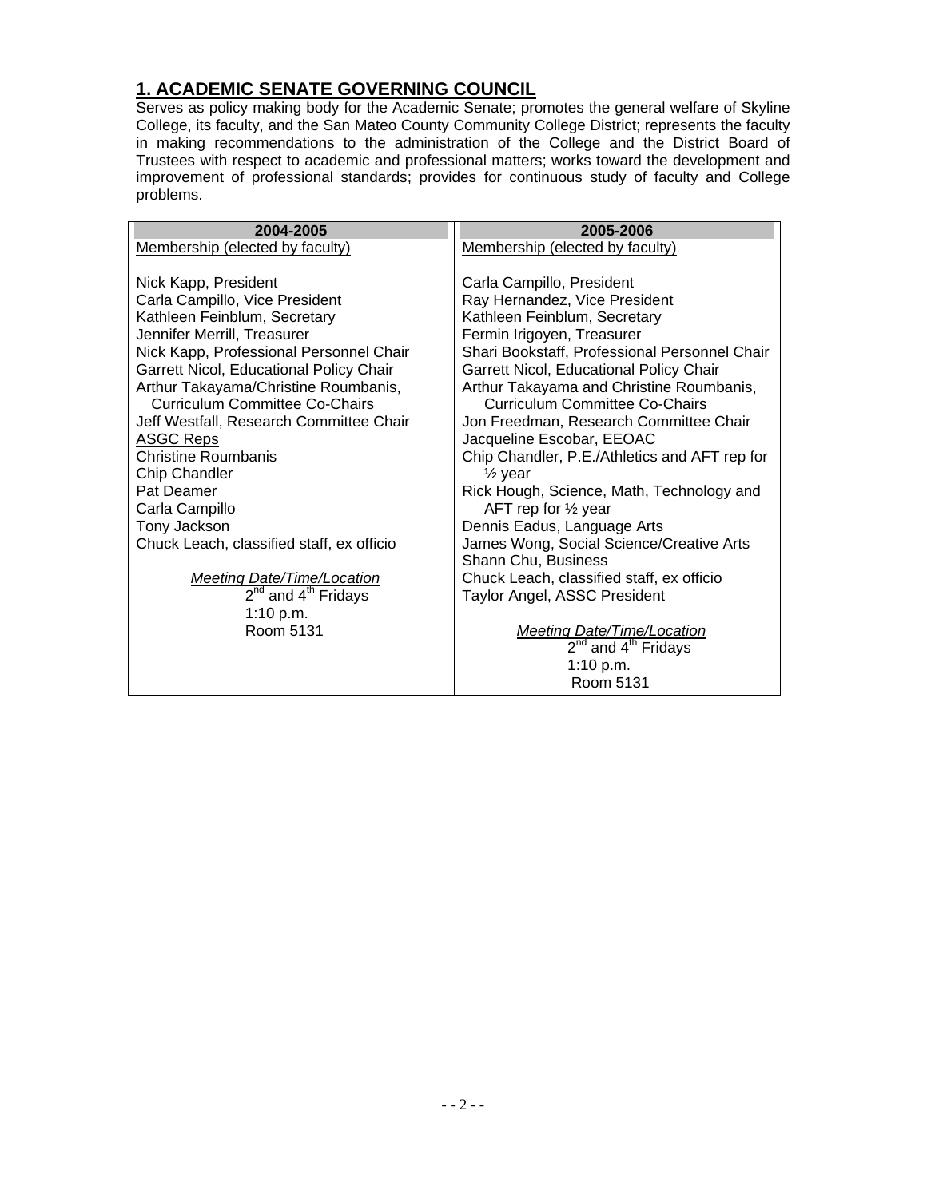## 1. ACADEMIC SENATE GOVERNING COUNCIL

Serves as policy making body for the Academic Senate; promotes the general welfare of Skyline College, its faculty, and the San Mateo County Community College District; represents the faculty in making recommendations to the administration of the College and the District Board of Trustees with respect to academic and professional matters; works toward the development and improvement of professional standards; provides for continuous study of faculty and College problems.

| 2004-2005 | 2005-2006 |
|---|---|
| Membership (elected by faculty)<br><br>Nick Kapp, President<br>Carla Campillo, Vice President<br>Kathleen Feinblum, Secretary<br>Jennifer Merrill, Treasurer<br>Nick Kapp, Professional Personnel Chair<br>Garrett Nicol, Educational Policy Chair<br>Arthur Takayama/Christine Roumbanis, Curriculum Committee Co-Chairs<br>Jeff Westfall, Research Committee Chair<br>ASGC Reps<br>Christine Roumbanis<br>Chip Chandler<br>Pat Deamer<br>Carla Campillo<br>Tony Jackson<br>Chuck Leach, classified staff, ex officio<br><br>*Meeting Date/Time/Location*<br>2nd and 4th Fridays<br>1:10 p.m.<br>Room 5131 | Membership (elected by faculty)<br><br>Carla Campillo, President<br>Ray Hernandez, Vice President<br>Kathleen Feinblum, Secretary<br>Fermin Irigoyen, Treasurer<br>Shari Bookstaff, Professional Personnel Chair<br>Garrett Nicol, Educational Policy Chair<br>Arthur Takayama and Christine Roumbanis, Curriculum Committee Co-Chairs<br>Jon Freedman, Research Committee Chair<br>Jacqueline Escobar, EEOAC<br>Chip Chandler, P.E./Athletics and AFT rep for ½ year<br>Rick Hough, Science, Math, Technology and AFT rep for ½ year<br>Dennis Eadus, Language Arts<br>James Wong, Social Science/Creative Arts<br>Shann Chu, Business<br>Chuck Leach, classified staff, ex officio<br>Taylor Angel, ASSC President<br><br>*Meeting Date/Time/Location*<br>2nd and 4th Fridays<br>1:10 p.m.<br>Room 5131 |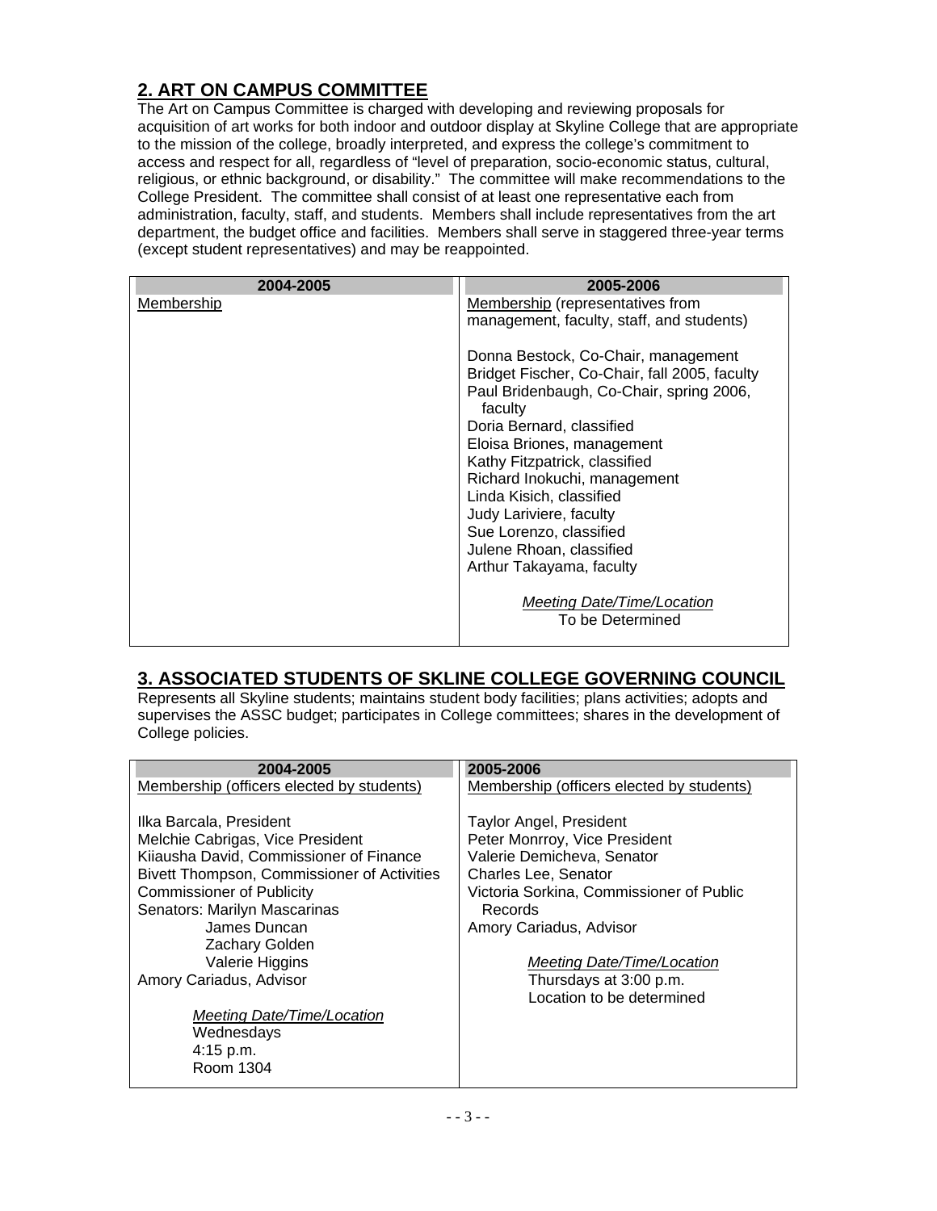## 2. ART ON CAMPUS COMMITTEE

The Art on Campus Committee is charged with developing and reviewing proposals for acquisition of art works for both indoor and outdoor display at Skyline College that are appropriate to the mission of the college, broadly interpreted, and express the college's commitment to access and respect for all, regardless of "level of preparation, socio-economic status, cultural, religious, or ethnic background, or disability." The committee will make recommendations to the College President. The committee shall consist of at least one representative each from administration, faculty, staff, and students. Members shall include representatives from the art department, the budget office and facilities. Members shall serve in staggered three-year terms (except student representatives) and may be reappointed.

| 2004-2005 | 2005-2006 |
|---|---|
| Membership | Membership (representatives from management, faculty, staff, and students)<br><br>Donna Bestock, Co-Chair, management<br>Bridget Fischer, Co-Chair, fall 2005, faculty<br>Paul Bridenbaugh, Co-Chair, spring 2006, faculty<br>Doria Bernard, classified<br>Eloisa Briones, management<br>Kathy Fitzpatrick, classified<br>Richard Inokuchi, management<br>Linda Kisich, classified<br>Judy Lariviere, faculty<br>Sue Lorenzo, classified<br>Julene Rhoan, classified<br>Arthur Takayama, faculty<br><br>*Meeting Date/Time/Location*<br>To be Determined |

## 3. ASSOCIATED STUDENTS OF SKLINE COLLEGE GOVERNING COUNCIL

Represents all Skyline students; maintains student body facilities; plans activities; adopts and supervises the ASSC budget; participates in College committees; shares in the development of College policies.

| 2004-2005 | 2005-2006 |
|---|---|
| Membership (officers elected by students)<br><br>Ilka Barcala, President<br>Melchie Cabrigas, Vice President<br>Kiiausha David, Commissioner of Finance<br>Bivett Thompson, Commissioner of Activities<br>Commissioner of Publicity<br>Senators: Marilyn Mascarinas<br>James Duncan<br>Zachary Golden<br>Valerie Higgins<br>Amory Cariadus, Advisor<br><br>*Meeting Date/Time/Location*<br>Wednesdays<br>4:15 p.m.<br>Room 1304 | Membership (officers elected by students)<br><br>Taylor Angel, President<br>Peter Monrroy, Vice President<br>Valerie Demicheva, Senator<br>Charles Lee, Senator<br>Victoria Sorkina, Commissioner of Public Records<br>Amory Cariadus, Advisor<br><br>*Meeting Date/Time/Location*<br>Thursdays at 3:00 p.m.<br>Location to be determined |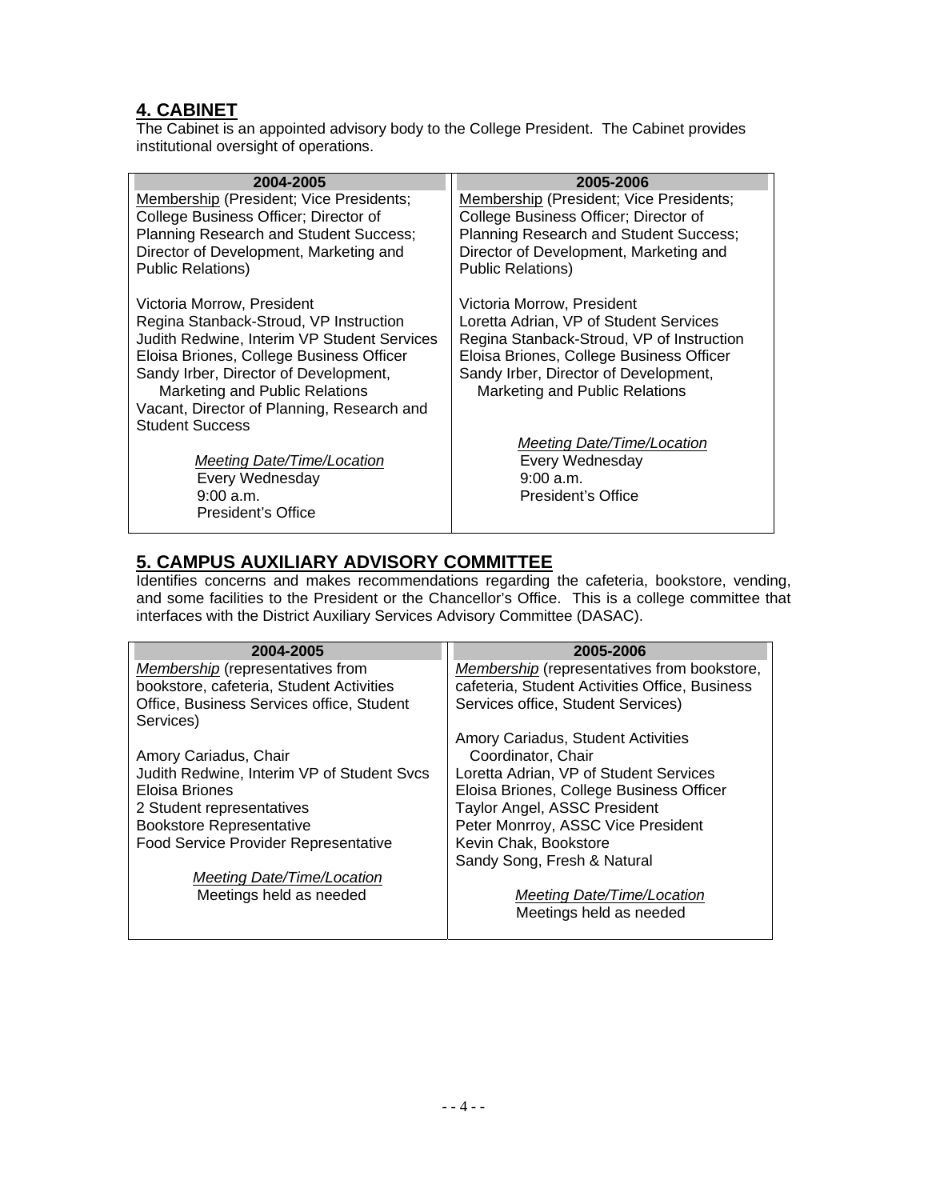## 4. CABINET

The Cabinet is an appointed advisory body to the College President. The Cabinet provides institutional oversight of operations.

| 2004-2005 | 2005-2006 |
|---|---|
| Membership (President; Vice Presidents; College Business Officer; Director of Planning Research and Student Success; Director of Development, Marketing and Public Relations) | Membership (President; Vice Presidents; College Business Officer; Director of Planning Research and Student Success; Director of Development, Marketing and Public Relations) |
| Victoria Morrow, President<br>Regina Stanback-Stroud, VP Instruction<br>Judith Redwine, Interim VP Student Services<br>Eloisa Briones, College Business Officer<br>Sandy Irber, Director of Development, Marketing and Public Relations<br>Vacant, Director of Planning, Research and Student Success | Victoria Morrow, President<br>Loretta Adrian, VP of Student Services<br>Regina Stanback-Stroud, VP of Instruction<br>Eloisa Briones, College Business Officer<br>Sandy Irber, Director of Development, Marketing and Public Relations |
| *Meeting Date/Time/Location*<br>Every Wednesday<br>9:00 a.m.<br>President's Office | *Meeting Date/Time/Location*<br>Every Wednesday<br>9:00 a.m.<br>President's Office |

## 5. CAMPUS AUXILIARY ADVISORY COMMITTEE

Identifies concerns and makes recommendations regarding the cafeteria, bookstore, vending, and some facilities to the President or the Chancellor's Office. This is a college committee that interfaces with the District Auxiliary Services Advisory Committee (DASAC).

| 2004-2005 | 2005-2006 |
|---|---|
| *Membership* (representatives from bookstore, cafeteria, Student Activities Office, Business Services office, Student Services) | *Membership* (representatives from bookstore, cafeteria, Student Activities Office, Business Services office, Student Services) |
| Amory Cariadus, Chair<br>Judith Redwine, Interim VP of Student Svcs<br>Eloisa Briones<br>2 Student representatives<br>Bookstore Representative<br>Food Service Provider Representative | Amory Cariadus, Student Activities Coordinator, Chair<br>Loretta Adrian, VP of Student Services<br>Eloisa Briones, College Business Officer<br>Taylor Angel, ASSC President<br>Peter Monrroy, ASSC Vice President<br>Kevin Chak, Bookstore<br>Sandy Song, Fresh & Natural |
| *Meeting Date/Time/Location*<br>Meetings held as needed | *Meeting Date/Time/Location*<br>Meetings held as needed |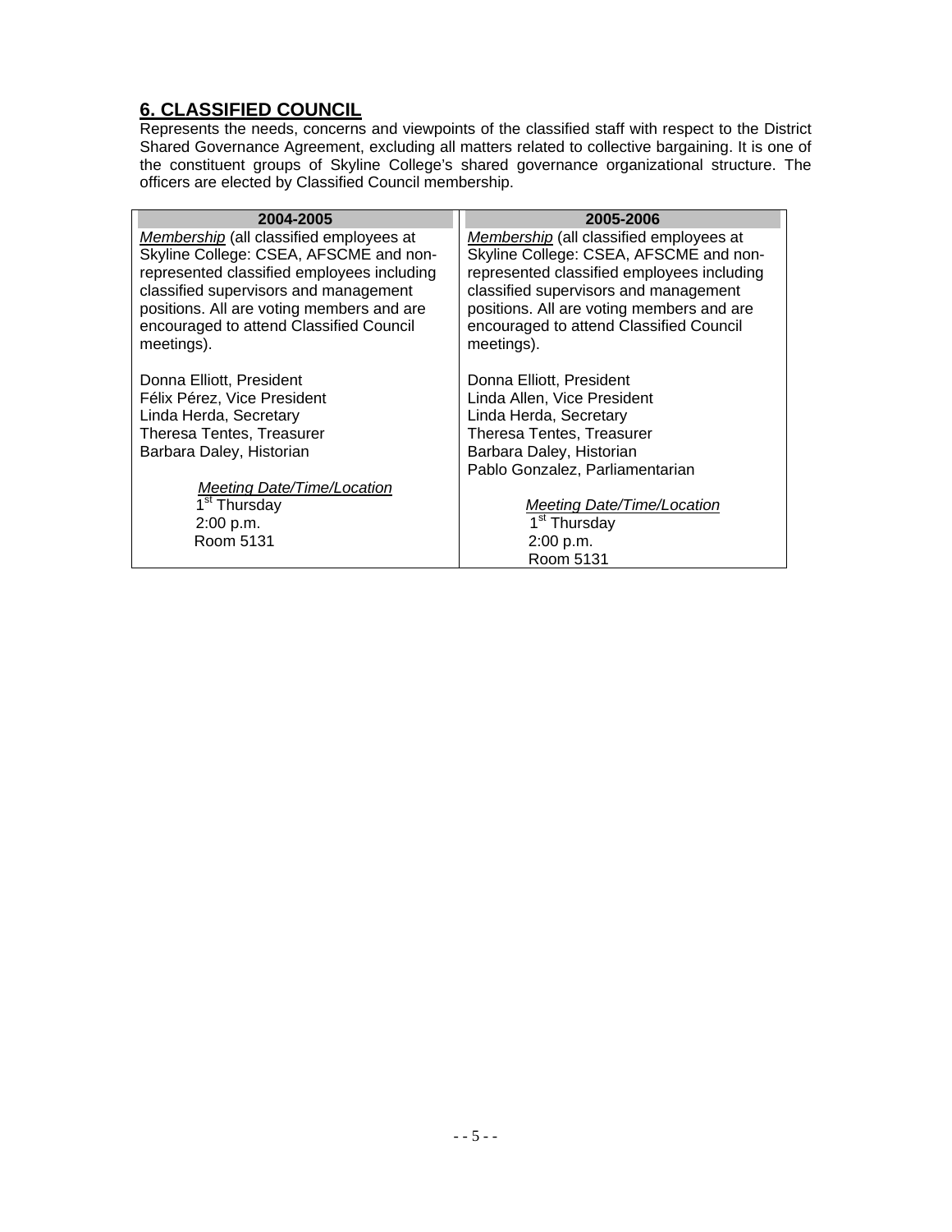## 6. CLASSIFIED COUNCIL

Represents the needs, concerns and viewpoints of the classified staff with respect to the District Shared Governance Agreement, excluding all matters related to collective bargaining. It is one of the constituent groups of Skyline College's shared governance organizational structure. The officers are elected by Classified Council membership.

| 2004-2005 | 2005-2006 |
|---|---|
| *Membership* (all classified employees at Skyline College: CSEA, AFSCME and non-represented classified employees including classified supervisors and management positions. All are voting members and are encouraged to attend Classified Council meetings). | *Membership* (all classified employees at Skyline College: CSEA, AFSCME and non-represented classified employees including classified supervisors and management positions. All are voting members and are encouraged to attend Classified Council meetings). |
| Donna Elliott, President<br>Félix Pérez, Vice President<br>Linda Herda, Secretary<br>Theresa Tentes, Treasurer<br>Barbara Daley, Historian | Donna Elliott, President<br>Linda Allen, Vice President<br>Linda Herda, Secretary<br>Theresa Tentes, Treasurer<br>Barbara Daley, Historian<br>Pablo Gonzalez, Parliamentarian |
| *Meeting Date/Time/Location*<br>1st Thursday<br>2:00 p.m.<br>Room 5131 | *Meeting Date/Time/Location*<br>1st Thursday<br>2:00 p.m.<br>Room 5131 |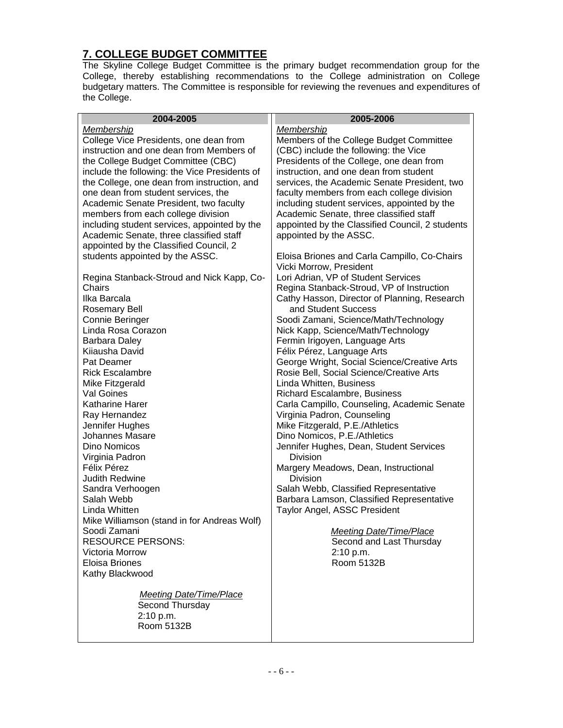## 7. COLLEGE BUDGET COMMITTEE

The Skyline College Budget Committee is the primary budget recommendation group for the College, thereby establishing recommendations to the College administration on College budgetary matters. The Committee is responsible for reviewing the revenues and expenditures of the College.

### 2004-2005

*Membership*

College Vice Presidents, one dean from instruction and one dean from Members of the College Budget Committee (CBC) include the following: the Vice Presidents of the College, one dean from instruction, and one dean from student services, the Academic Senate President, two faculty members from each college division including student services, appointed by the Academic Senate, three classified staff appointed by the Classified Council, 2 students appointed by the ASSC.

Regina Stanback-Stroud and Nick Kapp, Co-Chairs
Ilka Barcala
Rosemary Bell
Connie Beringer
Linda Rosa Corazon
Barbara Daley
Kiiausha David
Pat Deamer
Rick Escalambre
Mike Fitzgerald
Val Goines
Katharine Harer
Ray Hernandez
Jennifer Hughes
Johannes Masare
Dino Nomicos
Virginia Padron
Félix Pérez
Judith Redwine
Sandra Verhoogen
Salah Webb
Linda Whitten
Mike Williamson (stand in for Andreas Wolf)
Soodi Zamani
RESOURCE PERSONS:
Victoria Morrow
Eloisa Briones
Kathy Blackwood

*Meeting Date/Time/Place*
Second Thursday
2:10 p.m.
Room 5132B

### 2005-2006

*Membership*

Members of the College Budget Committee (CBC) include the following: the Vice Presidents of the College, one dean from instruction, and one dean from student services, the Academic Senate President, two faculty members from each college division including student services, appointed by the Academic Senate, three classified staff appointed by the Classified Council, 2 students appointed by the ASSC.

Eloisa Briones and Carla Campillo, Co-Chairs
Vicki Morrow, President
Lori Adrian, VP of Student Services
Regina Stanback-Stroud, VP of Instruction
Cathy Hasson, Director of Planning, Research and Student Success
Soodi Zamani, Science/Math/Technology
Nick Kapp, Science/Math/Technology
Fermin Irigoyen, Language Arts
Félix Pérez, Language Arts
George Wright, Social Science/Creative Arts
Rosie Bell, Social Science/Creative Arts
Linda Whitten, Business
Richard Escalambre, Business
Carla Campillo, Counseling, Academic Senate
Virginia Padron, Counseling
Mike Fitzgerald, P.E./Athletics
Dino Nomicos, P.E./Athletics
Jennifer Hughes, Dean, Student Services Division
Margery Meadows, Dean, Instructional Division
Salah Webb, Classified Representative
Barbara Lamson, Classified Representative
Taylor Angel, ASSC President

*Meeting Date/Time/Place*
Second and Last Thursday
2:10 p.m.
Room 5132B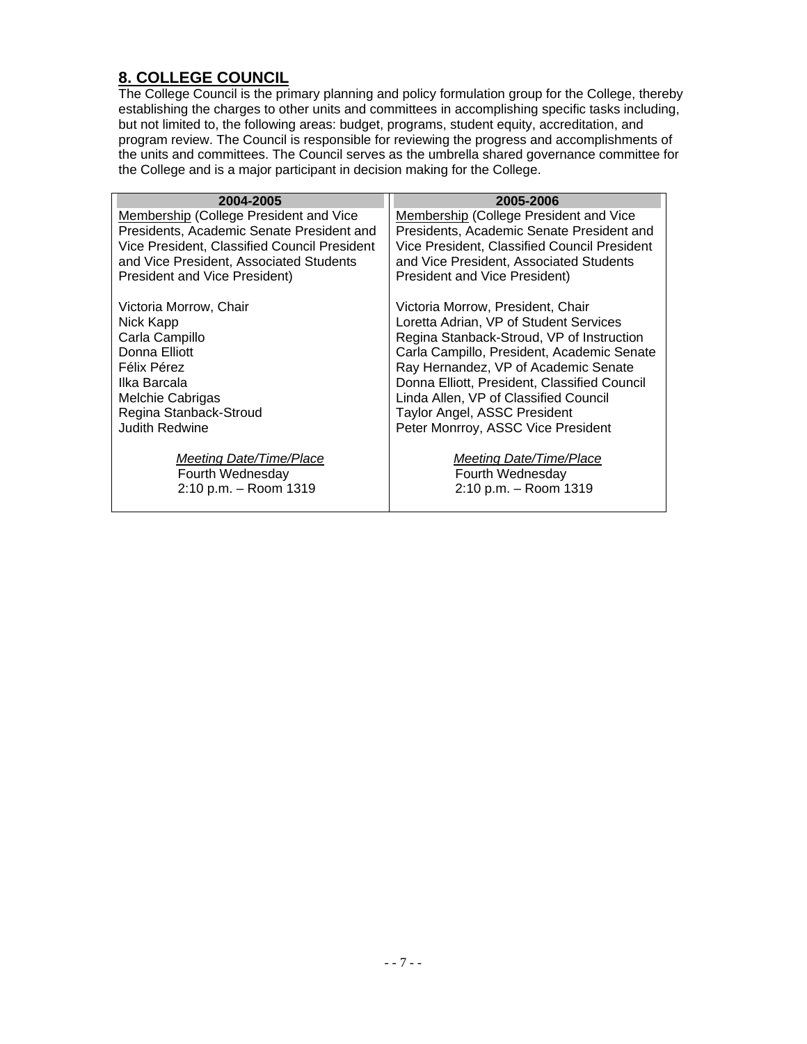## 8. COLLEGE COUNCIL

The College Council is the primary planning and policy formulation group for the College, thereby establishing the charges to other units and committees in accomplishing specific tasks including, but not limited to, the following areas: budget, programs, student equity, accreditation, and program review. The Council is responsible for reviewing the progress and accomplishments of the units and committees. The Council serves as the umbrella shared governance committee for the College and is a major participant in decision making for the College.

| 2004-2005 | 2005-2006 |
|---|---|
| Membership (College President and Vice Presidents, Academic Senate President and Vice President, Classified Council President and Vice President, Associated Students President and Vice President) | Membership (College President and Vice Presidents, Academic Senate President and Vice President, Classified Council President and Vice President, Associated Students President and Vice President) |
| Victoria Morrow, Chair<br>Nick Kapp<br>Carla Campillo<br>Donna Elliott<br>Félix Pérez<br>Ilka Barcala<br>Melchie Cabrigas<br>Regina Stanback-Stroud<br>Judith Redwine | Victoria Morrow, President, Chair<br>Loretta Adrian, VP of Student Services<br>Regina Stanback-Stroud, VP of Instruction<br>Carla Campillo, President, Academic Senate<br>Ray Hernandez, VP of Academic Senate<br>Donna Elliott, President, Classified Council<br>Linda Allen, VP of Classified Council<br>Taylor Angel, ASSC President<br>Peter Monrroy, ASSC Vice President |
| *Meeting Date/Time/Place*<br>Fourth Wednesday<br>2:10 p.m. – Room 1319 | *Meeting Date/Time/Place*<br>Fourth Wednesday<br>2:10 p.m. – Room 1319 |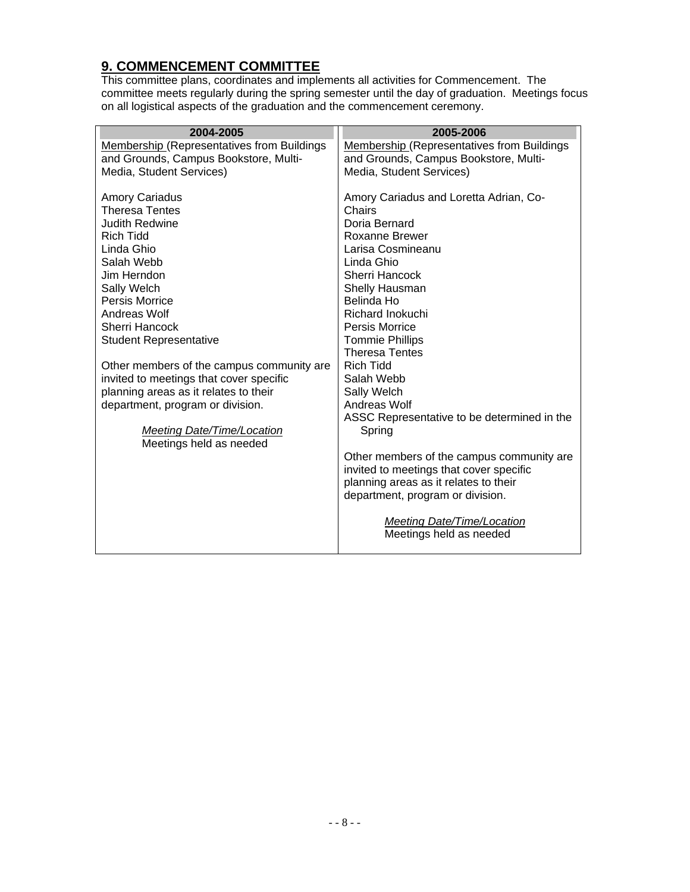## 9. COMMENCEMENT COMMITTEE

This committee plans, coordinates and implements all activities for Commencement. The committee meets regularly during the spring semester until the day of graduation. Meetings focus on all logistical aspects of the graduation and the commencement ceremony.

| 2004-2005 | 2005-2006 |
|---|---|
| Membership (Representatives from Buildings and Grounds, Campus Bookstore, Multi-Media, Student Services)<br><br>Amory Cariadus<br>Theresa Tentes<br>Judith Redwine<br>Rich Tidd<br>Linda Ghio<br>Salah Webb<br>Jim Herndon<br>Sally Welch<br>Persis Morrice<br>Andreas Wolf<br>Sherri Hancock<br>Student Representative<br><br>Other members of the campus community are invited to meetings that cover specific planning areas as it relates to their department, program or division.<br><br>*Meeting Date/Time/Location*<br>Meetings held as needed | Membership (Representatives from Buildings and Grounds, Campus Bookstore, Multi-Media, Student Services)<br><br>Amory Cariadus and Loretta Adrian, Co-Chairs<br>Doria Bernard<br>Roxanne Brewer<br>Larisa Cosmineanu<br>Linda Ghio<br>Sherri Hancock<br>Shelly Hausman<br>Belinda Ho<br>Richard Inokuchi<br>Persis Morrice<br>Tommie Phillips<br>Theresa Tentes<br>Rich Tidd<br>Salah Webb<br>Sally Welch<br>Andreas Wolf<br>ASSC Representative to be determined in the Spring<br><br>Other members of the campus community are invited to meetings that cover specific planning areas as it relates to their department, program or division.<br><br>*Meeting Date/Time/Location*<br>Meetings held as needed |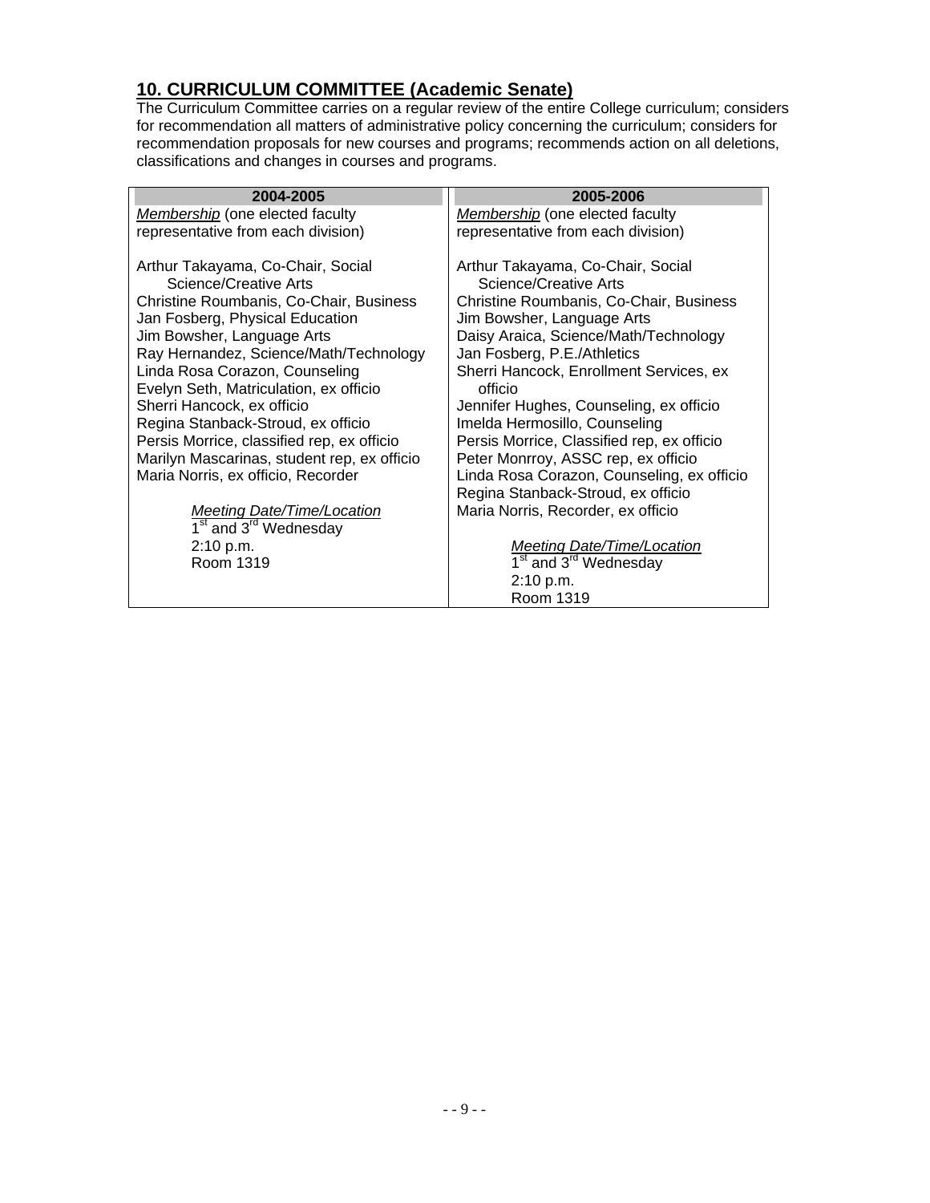## 10. CURRICULUM COMMITTEE (Academic Senate)

The Curriculum Committee carries on a regular review of the entire College curriculum; considers for recommendation all matters of administrative policy concerning the curriculum; considers for recommendation proposals for new courses and programs; recommends action on all deletions, classifications and changes in courses and programs.

| 2004-2005 | 2005-2006 |
|---|---|
| *Membership* (one elected faculty representative from each division) | *Membership* (one elected faculty representative from each division) |
| Arthur Takayama, Co-Chair, Social Science/Creative Arts | Arthur Takayama, Co-Chair, Social Science/Creative Arts |
| Christine Roumbanis, Co-Chair, Business | Christine Roumbanis, Co-Chair, Business |
| Jan Fosberg, Physical Education | Jim Bowsher, Language Arts |
| Jim Bowsher, Language Arts | Daisy Araica, Science/Math/Technology |
| Ray Hernandez, Science/Math/Technology | Jan Fosberg, P.E./Athletics |
| Linda Rosa Corazon, Counseling | Sherri Hancock, Enrollment Services, ex officio |
| Evelyn Seth, Matriculation, ex officio | Jennifer Hughes, Counseling, ex officio |
| Sherri Hancock, ex officio | Imelda Hermosillo, Counseling |
| Regina Stanback-Stroud, ex officio | Persis Morrice, Classified rep, ex officio |
| Persis Morrice, classified rep, ex officio | Peter Monrroy, ASSC rep, ex officio |
| Marilyn Mascarinas, student rep, ex officio | Linda Rosa Corazon, Counseling, ex officio |
| Maria Norris, ex officio, Recorder | Regina Stanback-Stroud, ex officio |
| | Maria Norris, Recorder, ex officio |
| *Meeting Date/Time/Location*<br>1st and 3rd Wednesday<br>2:10 p.m.<br>Room 1319 | *Meeting Date/Time/Location*<br>1st and 3rd Wednesday<br>2:10 p.m.<br>Room 1319 |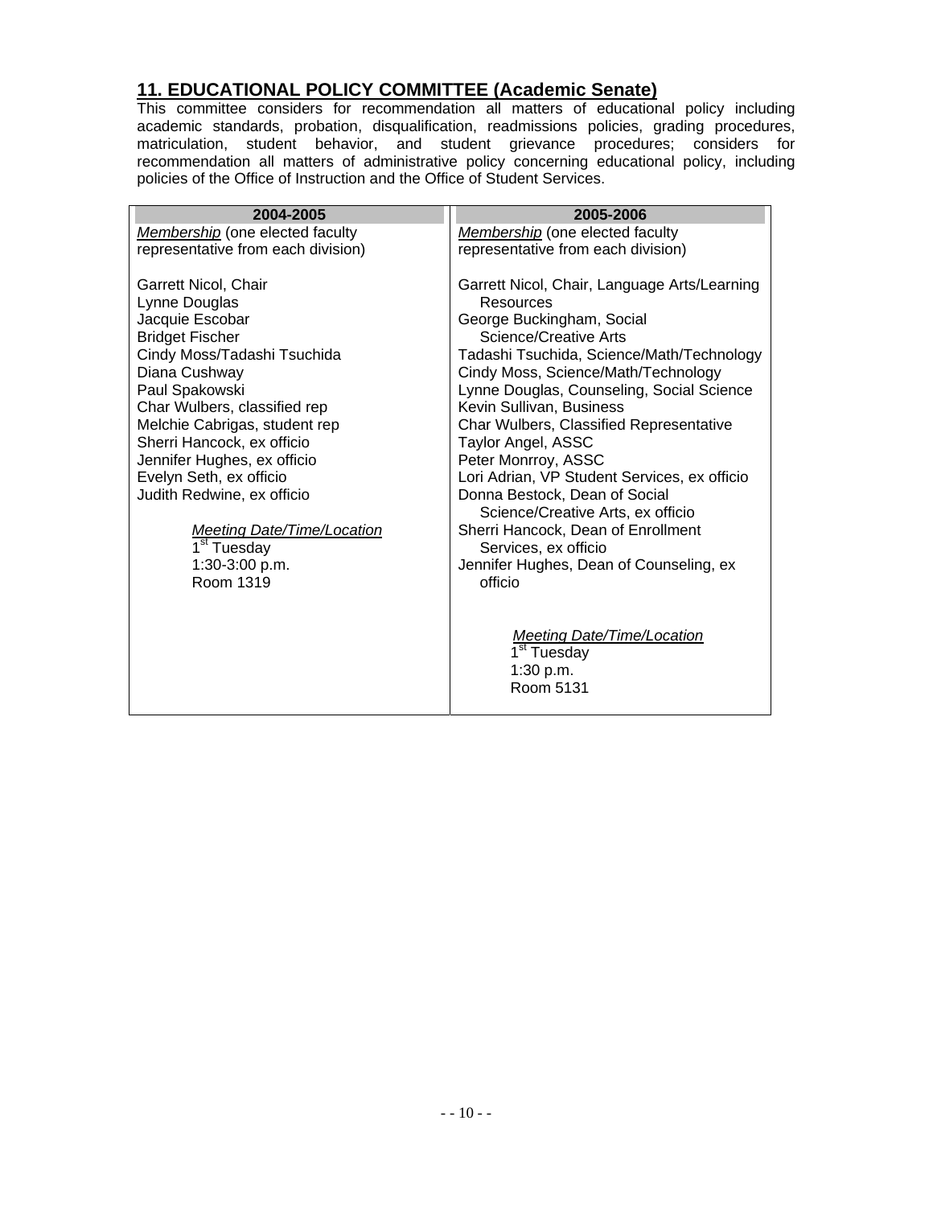## 11. EDUCATIONAL POLICY COMMITTEE (Academic Senate)

This committee considers for recommendation all matters of educational policy including academic standards, probation, disqualification, readmissions policies, grading procedures, matriculation, student behavior, and student grievance procedures; considers for recommendation all matters of administrative policy concerning educational policy, including policies of the Office of Instruction and the Office of Student Services.

| 2004-2005 | 2005-2006 |
|---|---|
| *Membership* (one elected faculty representative from each division)<br><br>Garrett Nicol, Chair<br>Lynne Douglas<br>Jacquie Escobar<br>Bridget Fischer<br>Cindy Moss/Tadashi Tsuchida<br>Diana Cushway<br>Paul Spakowski<br>Char Wulbers, classified rep<br>Melchie Cabrigas, student rep<br>Sherri Hancock, ex officio<br>Jennifer Hughes, ex officio<br>Evelyn Seth, ex officio<br>Judith Redwine, ex officio<br><br>*Meeting Date/Time/Location*<br>1st Tuesday<br>1:30-3:00 p.m.<br>Room 1319 | *Membership* (one elected faculty representative from each division)<br><br>Garrett Nicol, Chair, Language Arts/Learning Resources<br>George Buckingham, Social Science/Creative Arts<br>Tadashi Tsuchida, Science/Math/Technology<br>Cindy Moss, Science/Math/Technology<br>Lynne Douglas, Counseling, Social Science<br>Kevin Sullivan, Business<br>Char Wulbers, Classified Representative<br>Taylor Angel, ASSC<br>Peter Monrroy, ASSC<br>Lori Adrian, VP Student Services, ex officio<br>Donna Bestock, Dean of Social Science/Creative Arts, ex officio<br>Sherri Hancock, Dean of Enrollment Services, ex officio<br>Jennifer Hughes, Dean of Counseling, ex officio<br><br>*Meeting Date/Time/Location*<br>1st Tuesday<br>1:30 p.m.<br>Room 5131 |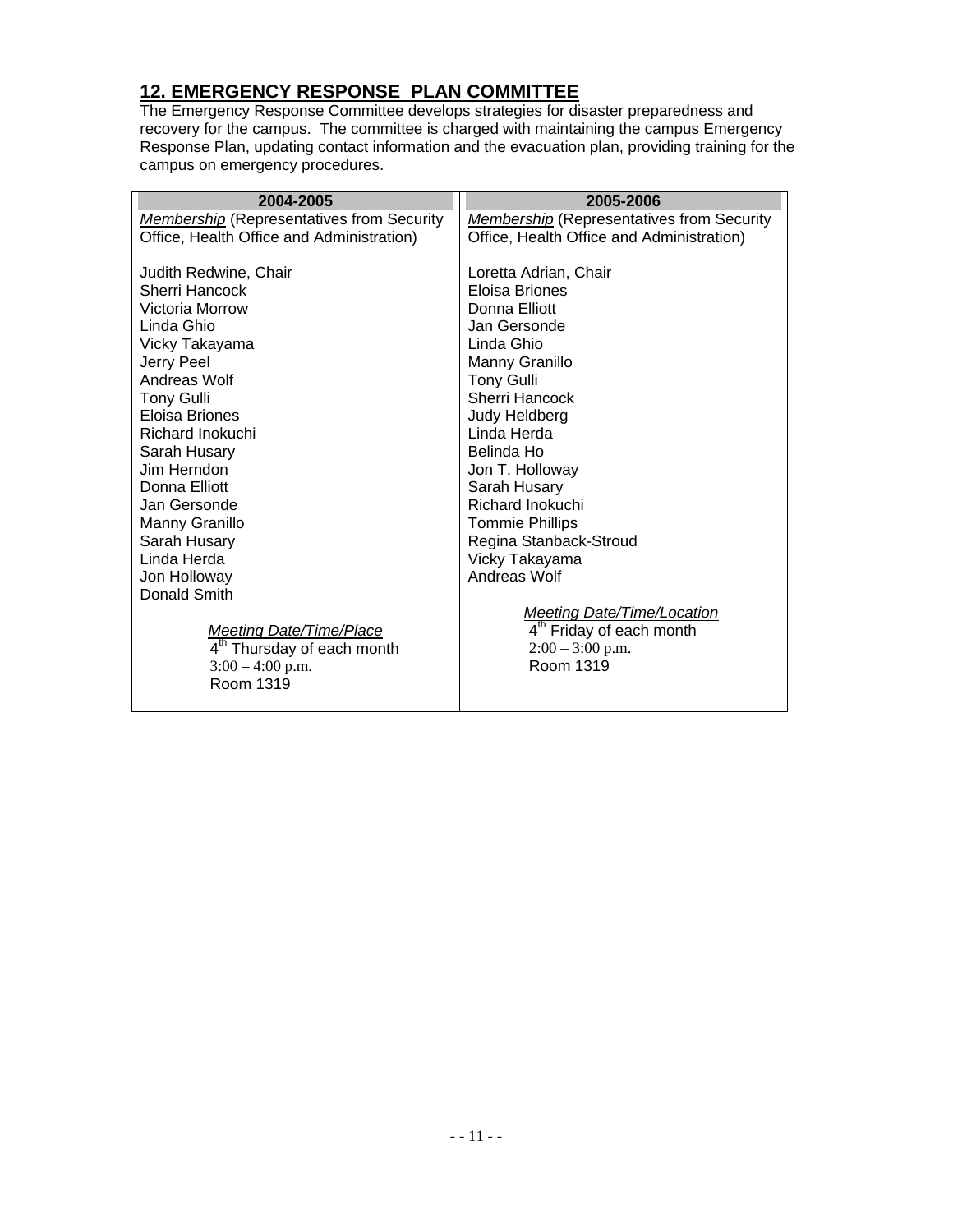## 12. EMERGENCY RESPONSE PLAN COMMITTEE

The Emergency Response Committee develops strategies for disaster preparedness and recovery for the campus. The committee is charged with maintaining the campus Emergency Response Plan, updating contact information and the evacuation plan, providing training for the campus on emergency procedures.

| 2004-2005 | 2005-2006 |
|---|---|
| *Membership* (Representatives from Security Office, Health Office and Administration) | *Membership* (Representatives from Security Office, Health Office and Administration) |
| Judith Redwine, Chair<br>Sherri Hancock<br>Victoria Morrow<br>Linda Ghio<br>Vicky Takayama<br>Jerry Peel<br>Andreas Wolf<br>Tony Gulli<br>Eloisa Briones<br>Richard Inokuchi<br>Sarah Husary<br>Jim Herndon<br>Donna Elliott<br>Jan Gersonde<br>Manny Granillo<br>Sarah Husary<br>Linda Herda<br>Jon Holloway<br>Donald Smith | Loretta Adrian, Chair<br>Eloisa Briones<br>Donna Elliott<br>Jan Gersonde<br>Linda Ghio<br>Manny Granillo<br>Tony Gulli<br>Sherri Hancock<br>Judy Heldberg<br>Linda Herda<br>Belinda Ho<br>Jon T. Holloway<br>Sarah Husary<br>Richard Inokuchi<br>Tommie Phillips<br>Regina Stanback-Stroud<br>Vicky Takayama<br>Andreas Wolf |
| *Meeting Date/Time/Place*<br>4th Thursday of each month<br>3:00 – 4:00 p.m.<br>Room 1319 | *Meeting Date/Time/Location*<br>4th Friday of each month<br>2:00 – 3:00 p.m.<br>Room 1319 |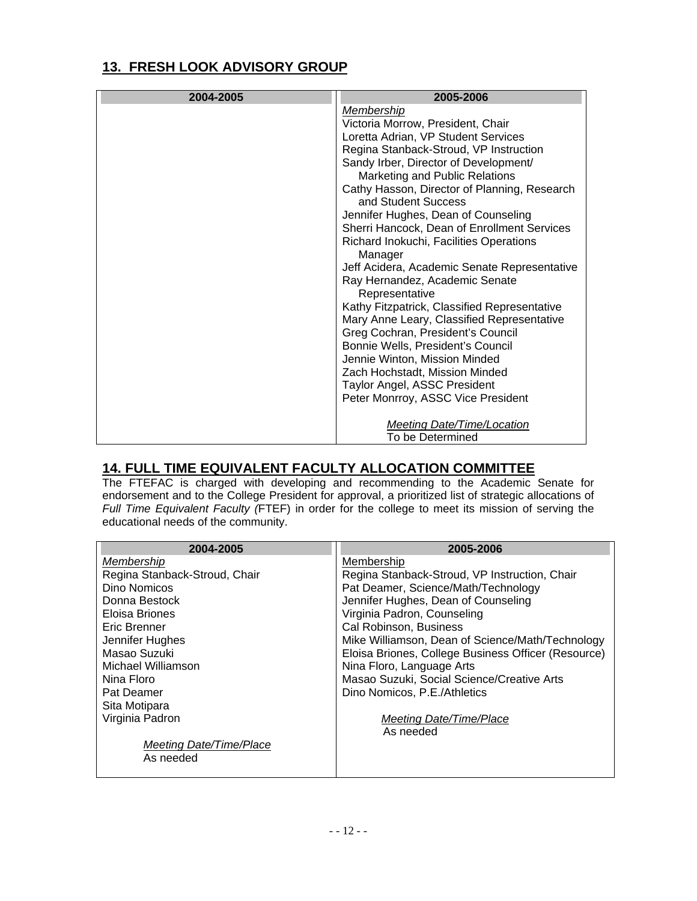## 13. FRESH LOOK ADVISORY GROUP

| 2004-2005 | 2005-2006 |
| --- | --- |
| | *Membership*<br>Victoria Morrow, President, Chair<br>Loretta Adrian, VP Student Services<br>Regina Stanback-Stroud, VP Instruction<br>Sandy Irber, Director of Development/ Marketing and Public Relations<br>Cathy Hasson, Director of Planning, Research and Student Success<br>Jennifer Hughes, Dean of Counseling<br>Sherri Hancock, Dean of Enrollment Services<br>Richard Inokuchi, Facilities Operations Manager<br>Jeff Acidera, Academic Senate Representative<br>Ray Hernandez, Academic Senate Representative<br>Kathy Fitzpatrick, Classified Representative<br>Mary Anne Leary, Classified Representative<br>Greg Cochran, President's Council<br>Bonnie Wells, President's Council<br>Jennie Winton, Mission Minded<br>Zach Hochstadt, Mission Minded<br>Taylor Angel, ASSC President<br>Peter Monrroy, ASSC Vice President<br><br>*Meeting Date/Time/Location*<br>To be Determined |

## 14. FULL TIME EQUIVALENT FACULTY ALLOCATION COMMITTEE

The FTEFAC is charged with developing and recommending to the Academic Senate for endorsement and to the College President for approval, a prioritized list of strategic allocations of *Full Time Equivalent Faculty (*FTEF) in order for the college to meet its mission of serving the educational needs of the community.

| 2004-2005 | 2005-2006 |
| --- | --- |
| *Membership*<br>Regina Stanback-Stroud, Chair<br>Dino Nomicos<br>Donna Bestock<br>Eloisa Briones<br>Eric Brenner<br>Jennifer Hughes<br>Masao Suzuki<br>Michael Williamson<br>Nina Floro<br>Pat Deamer<br>Sita Motipara<br>Virginia Padron<br><br>*Meeting Date/Time/Place*<br>As needed | Membership<br>Regina Stanback-Stroud, VP Instruction, Chair<br>Pat Deamer, Science/Math/Technology<br>Jennifer Hughes, Dean of Counseling<br>Virginia Padron, Counseling<br>Cal Robinson, Business<br>Mike Williamson, Dean of Science/Math/Technology<br>Eloisa Briones, College Business Officer (Resource)<br>Nina Floro, Language Arts<br>Masao Suzuki, Social Science/Creative Arts<br>Dino Nomicos, P.E./Athletics<br><br>*Meeting Date/Time/Place*<br>As needed |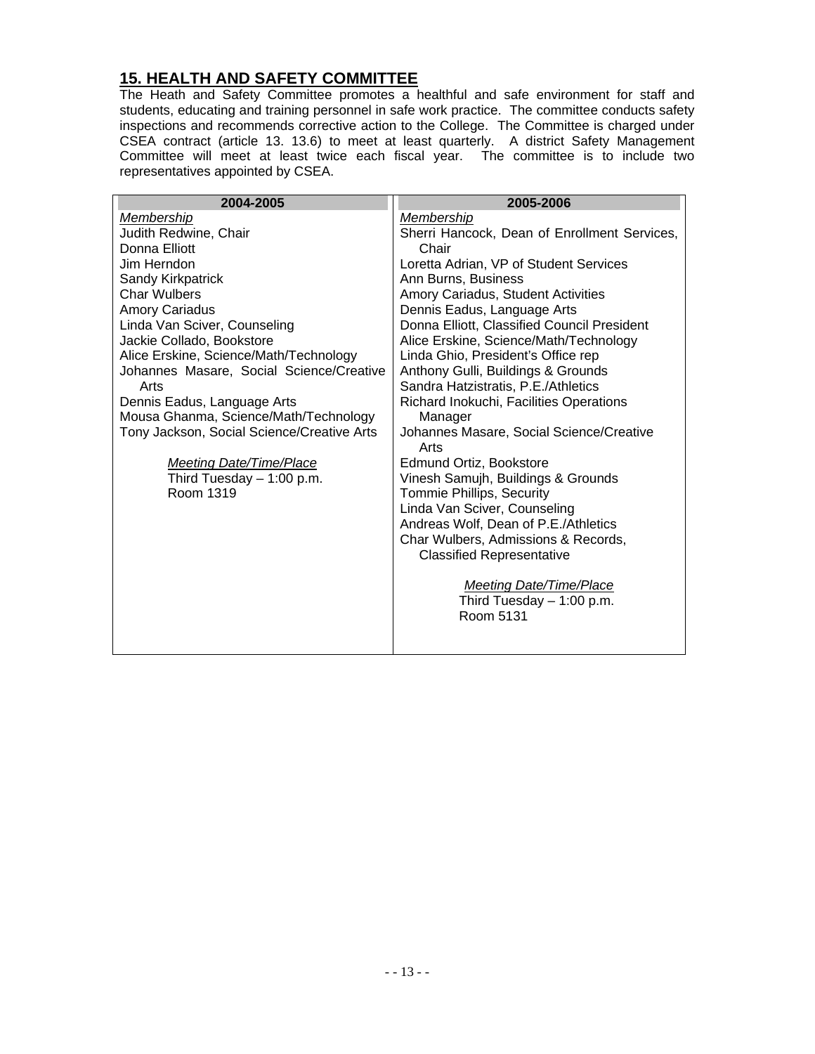## 15. HEALTH AND SAFETY COMMITTEE

The Heath and Safety Committee promotes a healthful and safe environment for staff and students, educating and training personnel in safe work practice. The committee conducts safety inspections and recommends corrective action to the College. The Committee is charged under CSEA contract (article 13. 13.6) to meet at least quarterly. A district Safety Management Committee will meet at least twice each fiscal year. The committee is to include two representatives appointed by CSEA.

| 2004-2005 | 2005-2006 |
|---|---|
| *Membership* | *Membership* |
| Judith Redwine, Chair | Sherri Hancock, Dean of Enrollment Services, Chair |
| Donna Elliott | Loretta Adrian, VP of Student Services |
| Jim Herndon | Ann Burns, Business |
| Sandy Kirkpatrick | Amory Cariadus, Student Activities |
| Char Wulbers | Dennis Eadus, Language Arts |
| Amory Cariadus | Donna Elliott, Classified Council President |
| Linda Van Sciver, Counseling | Alice Erskine, Science/Math/Technology |
| Jackie Collado, Bookstore | Linda Ghio, President's Office rep |
| Alice Erskine, Science/Math/Technology | Anthony Gulli, Buildings & Grounds |
| Johannes Masare, Social Science/Creative Arts | Sandra Hatzistratis, P.E./Athletics |
| Dennis Eadus, Language Arts | Richard Inokuchi, Facilities Operations Manager |
| Mousa Ghanma, Science/Math/Technology | Johannes Masare, Social Science/Creative Arts |
| Tony Jackson, Social Science/Creative Arts | Edmund Ortiz, Bookstore |
| | Vinesh Samujh, Buildings & Grounds |
| *Meeting Date/Time/Place* | Tommie Phillips, Security |
| Third Tuesday – 1:00 p.m. | Linda Van Sciver, Counseling |
| Room 1319 | Andreas Wolf, Dean of P.E./Athletics |
| | Char Wulbers, Admissions & Records, Classified Representative |
| | |
| | *Meeting Date/Time/Place* |
| | Third Tuesday – 1:00 p.m. |
| | Room 5131 |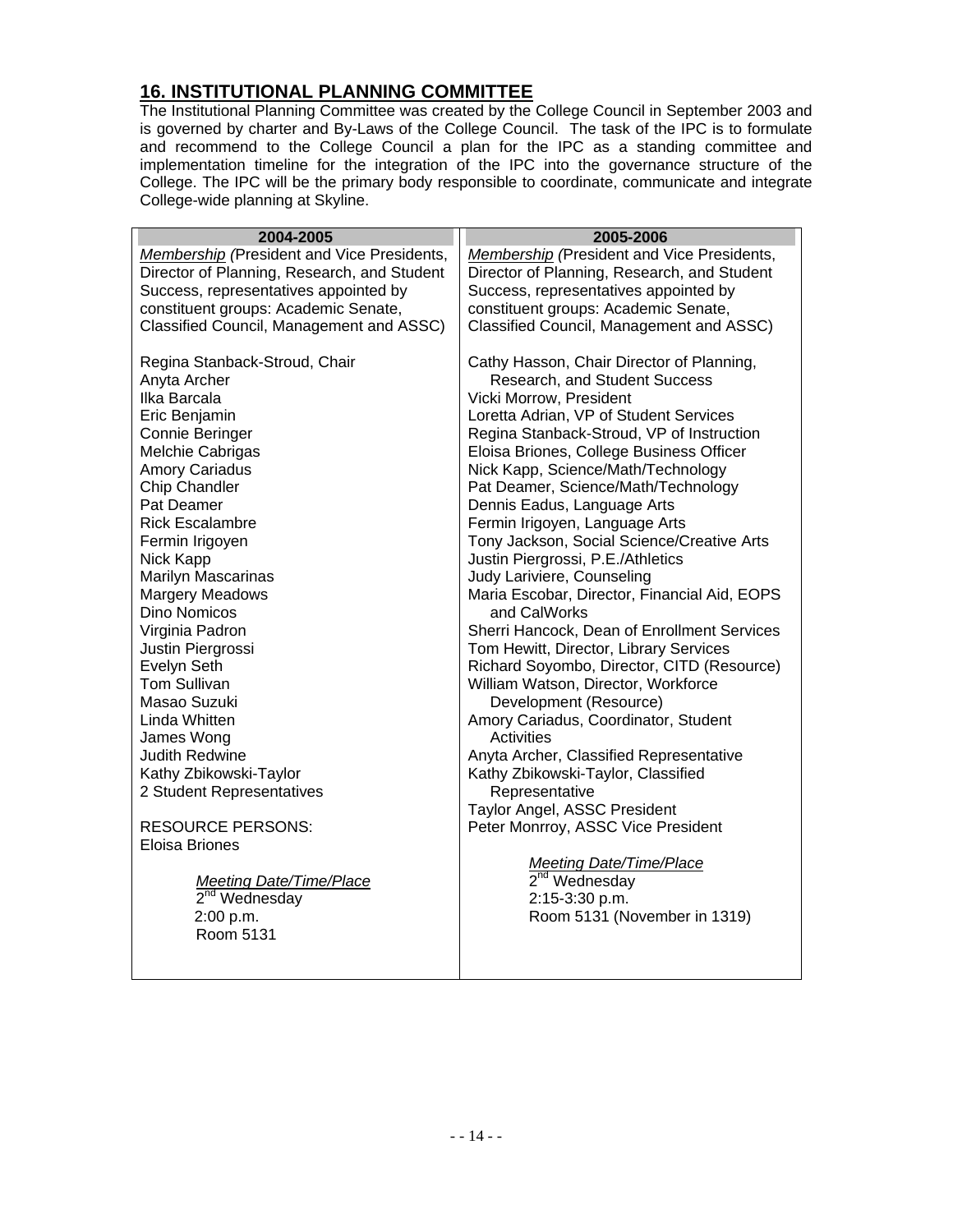## 16. INSTITUTIONAL PLANNING COMMITTEE

The Institutional Planning Committee was created by the College Council in September 2003 and is governed by charter and By-Laws of the College Council. The task of the IPC is to formulate and recommend to the College Council a plan for the IPC as a standing committee and implementation timeline for the integration of the IPC into the governance structure of the College. The IPC will be the primary body responsible to coordinate, communicate and integrate College-wide planning at Skyline.

| 2004-2005 | 2005-2006 |
|---|---|
| *Membership (*President and Vice Presidents, Director of Planning, Research, and Student Success, representatives appointed by constituent groups: Academic Senate, Classified Council, Management and ASSC) | *Membership (*President and Vice Presidents, Director of Planning, Research, and Student Success, representatives appointed by constituent groups: Academic Senate, Classified Council, Management and ASSC) |
| Regina Stanback-Stroud, Chair<br>Anyta Archer<br>Ilka Barcala<br>Eric Benjamin<br>Connie Beringer<br>Melchie Cabrigas<br>Amory Cariadus<br>Chip Chandler<br>Pat Deamer<br>Rick Escalambre<br>Fermin Irigoyen<br>Nick Kapp<br>Marilyn Mascarinas<br>Margery Meadows<br>Dino Nomicos<br>Virginia Padron<br>Justin Piergrossi<br>Evelyn Seth<br>Tom Sullivan<br>Masao Suzuki<br>Linda Whitten<br>James Wong<br>Judith Redwine<br>Kathy Zbikowski-Taylor<br>2 Student Representatives<br><br>RESOURCE PERSONS:<br>Eloisa Briones | Cathy Hasson, Chair Director of Planning, Research, and Student Success<br>Vicki Morrow, President<br>Loretta Adrian, VP of Student Services<br>Regina Stanback-Stroud, VP of Instruction<br>Eloisa Briones, College Business Officer<br>Nick Kapp, Science/Math/Technology<br>Pat Deamer, Science/Math/Technology<br>Dennis Eadus, Language Arts<br>Fermin Irigoyen, Language Arts<br>Tony Jackson, Social Science/Creative Arts<br>Justin Piergrossi, P.E./Athletics<br>Judy Lariviere, Counseling<br>Maria Escobar, Director, Financial Aid, EOPS and CalWorks<br>Sherri Hancock, Dean of Enrollment Services<br>Tom Hewitt, Director, Library Services<br>Richard Soyombo, Director, CITD (Resource)<br>William Watson, Director, Workforce Development (Resource)<br>Amory Cariadus, Coordinator, Student Activities<br>Anyta Archer, Classified Representative<br>Kathy Zbikowski-Taylor, Classified Representative<br>Taylor Angel, ASSC President<br>Peter Monrroy, ASSC Vice President |
| *Meeting Date/Time/Place*<br>2nd Wednesday<br>2:00 p.m.<br>Room 5131 | *Meeting Date/Time/Place*<br>2nd Wednesday<br>2:15-3:30 p.m.<br>Room 5131 (November in 1319) |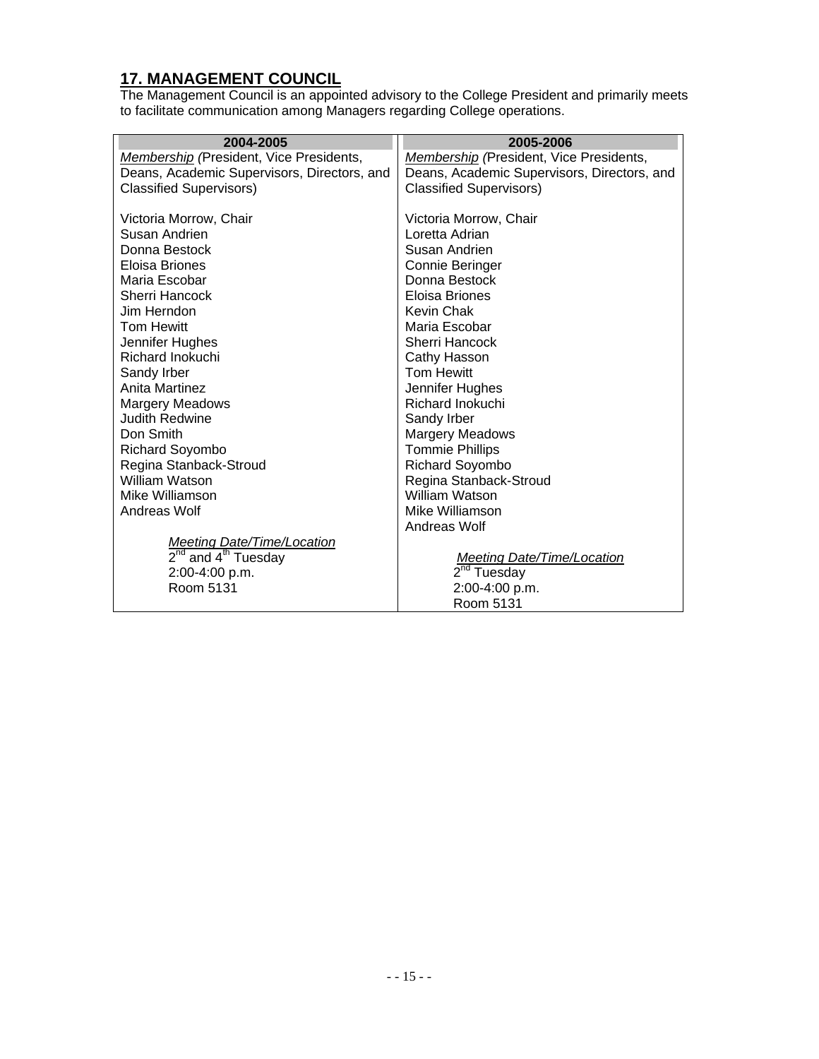## 17. MANAGEMENT COUNCIL

The Management Council is an appointed advisory to the College President and primarily meets to facilitate communication among Managers regarding College operations.

| 2004-2005 | 2005-2006 |
|---|---|
| *Membership (President, Vice Presidents, Deans, Academic Supervisors, Directors, and Classified Supervisors)* | *Membership (President, Vice Presidents, Deans, Academic Supervisors, Directors, and Classified Supervisors)* |
| Victoria Morrow, Chair | Victoria Morrow, Chair |
| Susan Andrien | Loretta Adrian |
| Donna Bestock | Susan Andrien |
| Eloisa Briones | Connie Beringer |
| Maria Escobar | Donna Bestock |
| Sherri Hancock | Eloisa Briones |
| Jim Herndon | Kevin Chak |
| Tom Hewitt | Maria Escobar |
| Jennifer Hughes | Sherri Hancock |
| Richard Inokuchi | Cathy Hasson |
| Sandy Irber | Tom Hewitt |
| Anita Martinez | Jennifer Hughes |
| Margery Meadows | Richard Inokuchi |
| Judith Redwine | Sandy Irber |
| Don Smith | Margery Meadows |
| Richard Soyombo | Tommie Phillips |
| Regina Stanback-Stroud | Richard Soyombo |
| William Watson | Regina Stanback-Stroud |
| Mike Williamson | William Watson |
| Andreas Wolf | Mike Williamson |
| | Andreas Wolf |
| *Meeting Date/Time/Location* | *Meeting Date/Time/Location* |
| 2nd and 4th Tuesday | 2nd Tuesday |
| 2:00-4:00 p.m. | 2:00-4:00 p.m. |
| Room 5131 | Room 5131 |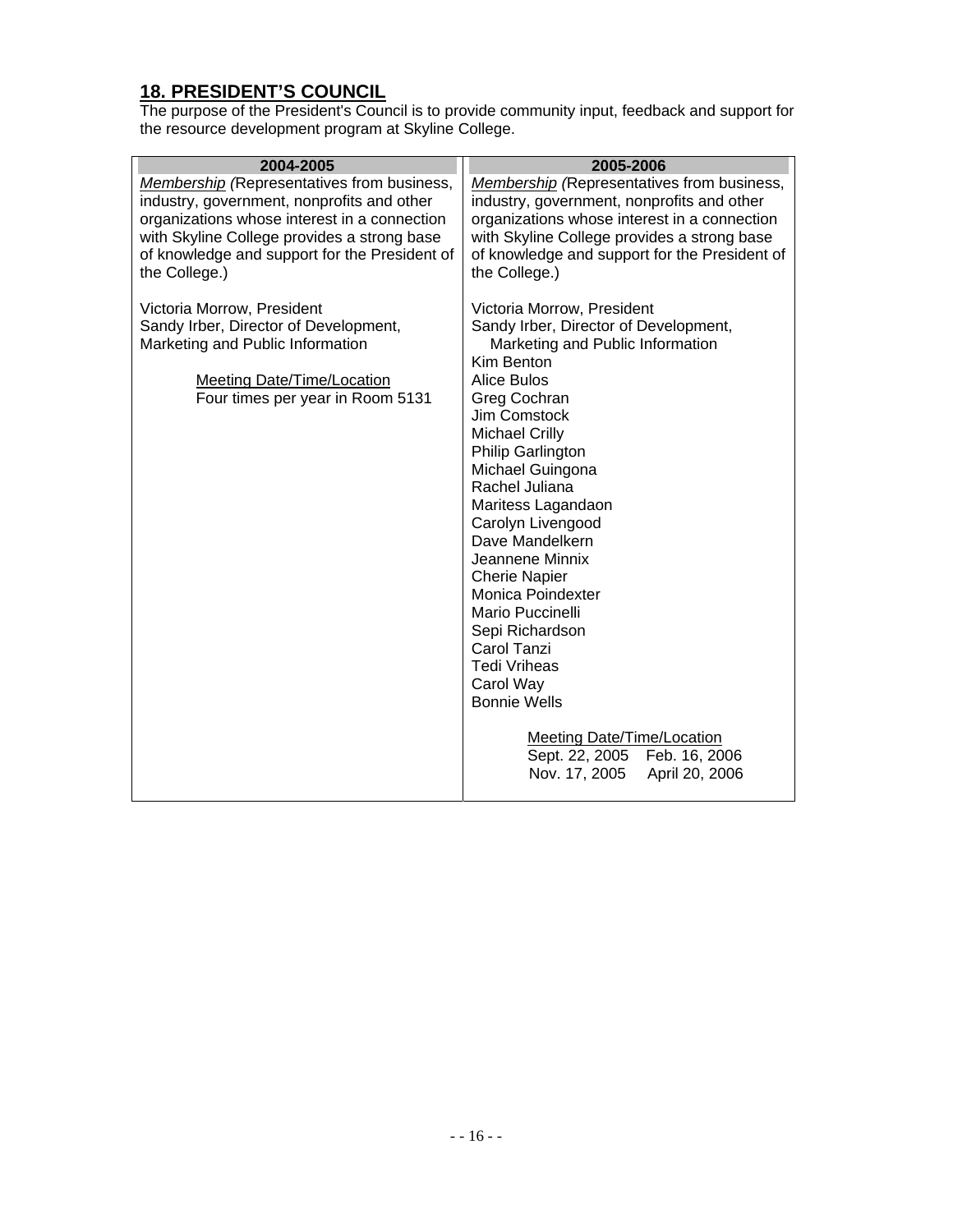## 18. PRESIDENT'S COUNCIL

The purpose of the President's Council is to provide community input, feedback and support for the resource development program at Skyline College.

| 2004-2005 | 2005-2006 |
|---|---|
| *Membership* (Representatives from business, industry, government, nonprofits and other organizations whose interest in a connection with Skyline College provides a strong base of knowledge and support for the President of the College.)<br><br>Victoria Morrow, President<br>Sandy Irber, Director of Development, Marketing and Public Information<br><br>Meeting Date/Time/Location<br>Four times per year in Room 5131 | *Membership* (Representatives from business, industry, government, nonprofits and other organizations whose interest in a connection with Skyline College provides a strong base of knowledge and support for the President of the College.)<br><br>Victoria Morrow, President<br>Sandy Irber, Director of Development, Marketing and Public Information<br>Kim Benton<br>Alice Bulos<br>Greg Cochran<br>Jim Comstock<br>Michael Crilly<br>Philip Garlington<br>Michael Guingona<br>Rachel Juliana<br>Maritess Lagandaon<br>Carolyn Livengood<br>Dave Mandelkern<br>Jeannene Minnix<br>Cherie Napier<br>Monica Poindexter<br>Mario Puccinelli<br>Sepi Richardson<br>Carol Tanzi<br>Tedi Vriheas<br>Carol Way<br>Bonnie Wells<br><br>Meeting Date/Time/Location<br>Sept. 22, 2005 Feb. 16, 2006<br>Nov. 17, 2005 April 20, 2006 |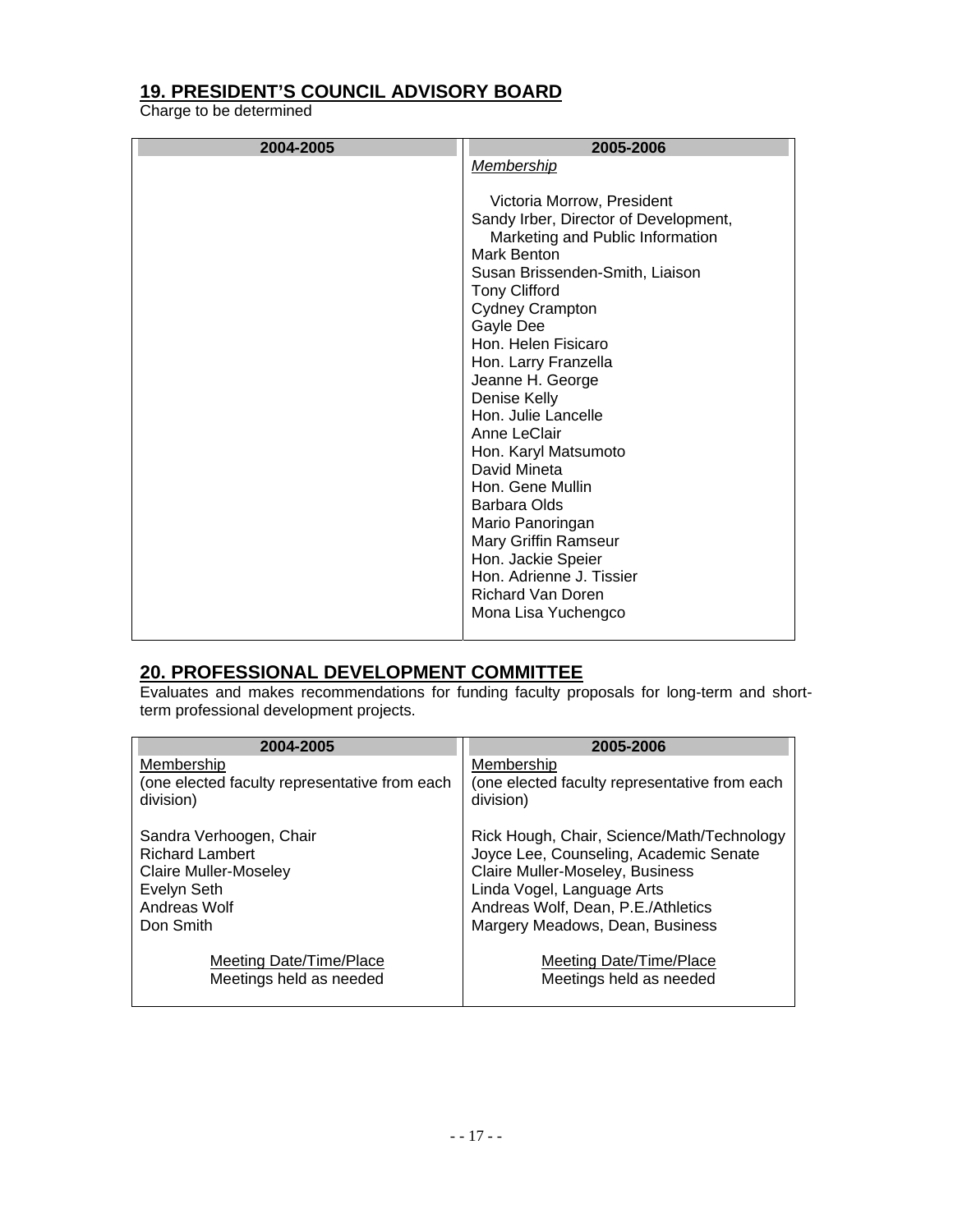## 19. PRESIDENT'S COUNCIL ADVISORY BOARD

Charge to be determined

| 2004-2005 | 2005-2006 |
|---|---|
| | *Membership*<br><br>Victoria Morrow, President<br>Sandy Irber, Director of Development, Marketing and Public Information<br>Mark Benton<br>Susan Brissenden-Smith, Liaison<br>Tony Clifford<br>Cydney Crampton<br>Gayle Dee<br>Hon. Helen Fisicaro<br>Hon. Larry Franzella<br>Jeanne H. George<br>Denise Kelly<br>Hon. Julie Lancelle<br>Anne LeClair<br>Hon. Karyl Matsumoto<br>David Mineta<br>Hon. Gene Mullin<br>Barbara Olds<br>Mario Panoringan<br>Mary Griffin Ramseur<br>Hon. Jackie Speier<br>Hon. Adrienne J. Tissier<br>Richard Van Doren<br>Mona Lisa Yuchengco |

## 20. PROFESSIONAL DEVELOPMENT COMMITTEE

Evaluates and makes recommendations for funding faculty proposals for long-term and short-term professional development projects.

| 2004-2005 | 2005-2006 |
|---|---|
| Membership<br>(one elected faculty representative from each division)<br><br>Sandra Verhoogen, Chair<br>Richard Lambert<br>Claire Muller-Moseley<br>Evelyn Seth<br>Andreas Wolf<br>Don Smith<br><br>Meeting Date/Time/Place<br>Meetings held as needed | Membership<br>(one elected faculty representative from each division)<br><br>Rick Hough, Chair, Science/Math/Technology<br>Joyce Lee, Counseling, Academic Senate<br>Claire Muller-Moseley, Business<br>Linda Vogel, Language Arts<br>Andreas Wolf, Dean, P.E./Athletics<br>Margery Meadows, Dean, Business<br><br>Meeting Date/Time/Place<br>Meetings held as needed |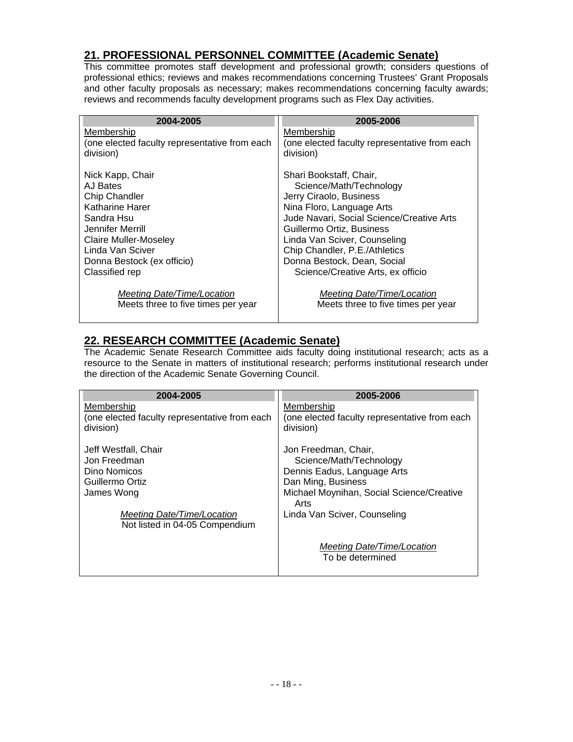## 21. PROFESSIONAL PERSONNEL COMMITTEE (Academic Senate)

This committee promotes staff development and professional growth; considers questions of professional ethics; reviews and makes recommendations concerning Trustees' Grant Proposals and other faculty proposals as necessary; makes recommendations concerning faculty awards; reviews and recommends faculty development programs such as Flex Day activities.

| 2004-2005 | 2005-2006 |
|---|---|
| Membership<br>(one elected faculty representative from each division)<br><br>Nick Kapp, Chair<br>AJ Bates<br>Chip Chandler<br>Katharine Harer<br>Sandra Hsu<br>Jennifer Merrill<br>Claire Muller-Moseley<br>Linda Van Sciver<br>Donna Bestock (ex officio)<br>Classified rep<br><br>*Meeting Date/Time/Location*<br>Meets three to five times per year | Membership<br>(one elected faculty representative from each division)<br><br>Shari Bookstaff, Chair, Science/Math/Technology<br>Jerry Ciraolo, Business<br>Nina Floro, Language Arts<br>Jude Navari, Social Science/Creative Arts<br>Guillermo Ortiz, Business<br>Linda Van Sciver, Counseling<br>Chip Chandler, P.E./Athletics<br>Donna Bestock, Dean, Social Science/Creative Arts, ex officio<br><br>*Meeting Date/Time/Location*<br>Meets three to five times per year |

## 22. RESEARCH COMMITTEE (Academic Senate)

The Academic Senate Research Committee aids faculty doing institutional research; acts as a resource to the Senate in matters of institutional research; performs institutional research under the direction of the Academic Senate Governing Council.

| 2004-2005 | 2005-2006 |
|---|---|
| Membership<br>(one elected faculty representative from each division)<br><br>Jeff Westfall, Chair<br>Jon Freedman<br>Dino Nomicos<br>Guillermo Ortiz<br>James Wong<br><br>*Meeting Date/Time/Location*<br>Not listed in 04-05 Compendium | Membership<br>(one elected faculty representative from each division)<br><br>Jon Freedman, Chair, Science/Math/Technology<br>Dennis Eadus, Language Arts<br>Dan Ming, Business<br>Michael Moynihan, Social Science/Creative Arts<br>Linda Van Sciver, Counseling<br><br>*Meeting Date/Time/Location*<br>To be determined |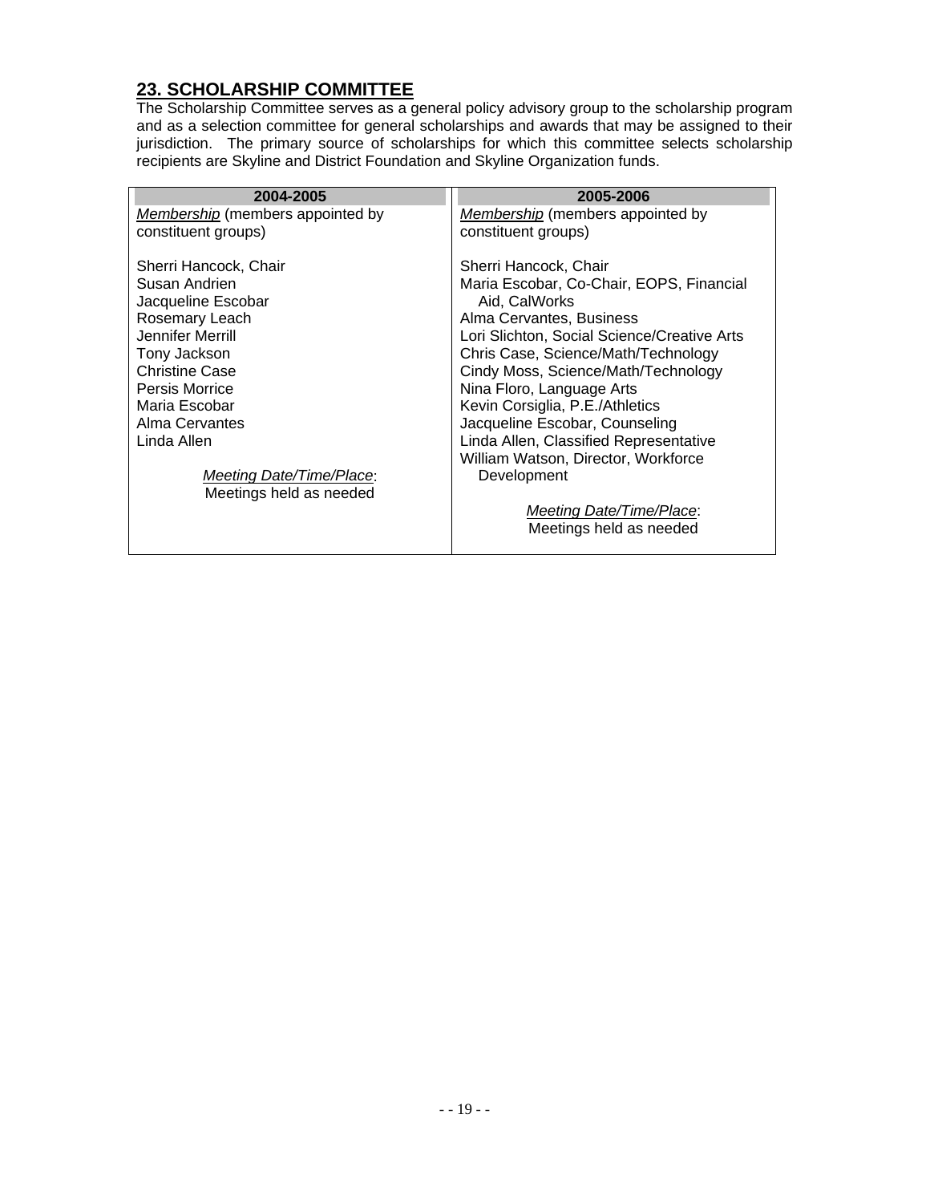## 23. SCHOLARSHIP COMMITTEE

The Scholarship Committee serves as a general policy advisory group to the scholarship program and as a selection committee for general scholarships and awards that may be assigned to their jurisdiction. The primary source of scholarships for which this committee selects scholarship recipients are Skyline and District Foundation and Skyline Organization funds.

| 2004-2005 | 2005-2006 |
|---|---|
| *Membership* (members appointed by constituent groups)<br><br>Sherri Hancock, Chair<br>Susan Andrien<br>Jacqueline Escobar<br>Rosemary Leach<br>Jennifer Merrill<br>Tony Jackson<br>Christine Case<br>Persis Morrice<br>Maria Escobar<br>Alma Cervantes<br>Linda Allen<br><br>*Meeting Date/Time/Place*:<br>Meetings held as needed | *Membership* (members appointed by constituent groups)<br><br>Sherri Hancock, Chair<br>Maria Escobar, Co-Chair, EOPS, Financial Aid, CalWorks<br>Alma Cervantes, Business<br>Lori Slichton, Social Science/Creative Arts<br>Chris Case, Science/Math/Technology<br>Cindy Moss, Science/Math/Technology<br>Nina Floro, Language Arts<br>Kevin Corsiglia, P.E./Athletics<br>Jacqueline Escobar, Counseling<br>Linda Allen, Classified Representative<br>William Watson, Director, Workforce Development<br><br>*Meeting Date/Time/Place*:<br>Meetings held as needed |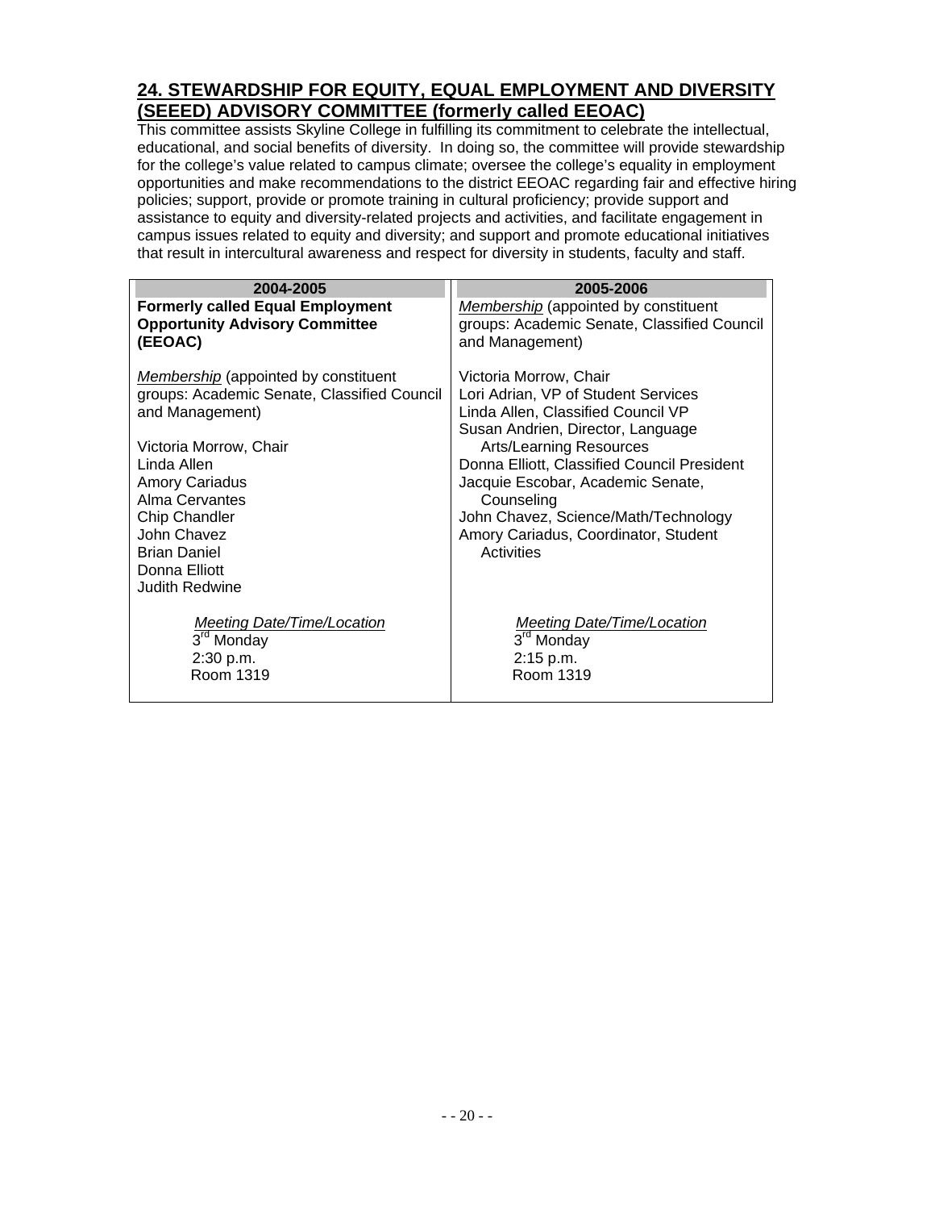## 24. STEWARDSHIP FOR EQUITY, EQUAL EMPLOYMENT AND DIVERSITY (SEEED) ADVISORY COMMITTEE (formerly called EEOAC)

This committee assists Skyline College in fulfilling its commitment to celebrate the intellectual, educational, and social benefits of diversity. In doing so, the committee will provide stewardship for the college's value related to campus climate; oversee the college's equality in employment opportunities and make recommendations to the district EEOAC regarding fair and effective hiring policies; support, provide or promote training in cultural proficiency; provide support and assistance to equity and diversity-related projects and activities, and facilitate engagement in campus issues related to equity and diversity; and support and promote educational initiatives that result in intercultural awareness and respect for diversity in students, faculty and staff.

| 2004-2005 | 2005-2006 |
|---|---|
| **Formerly called Equal Employment Opportunity Advisory Committee (EEOAC)**<br><br>*Membership* (appointed by constituent groups: Academic Senate, Classified Council and Management)<br><br>Victoria Morrow, Chair<br>Linda Allen<br>Amory Cariadus<br>Alma Cervantes<br>Chip Chandler<br>John Chavez<br>Brian Daniel<br>Donna Elliott<br>Judith Redwine<br><br>*Meeting Date/Time/Location*<br>3rd Monday<br>2:30 p.m.<br>Room 1319 | *Membership* (appointed by constituent groups: Academic Senate, Classified Council and Management)<br><br>Victoria Morrow, Chair<br>Lori Adrian, VP of Student Services<br>Linda Allen, Classified Council VP<br>Susan Andrien, Director, Language Arts/Learning Resources<br>Donna Elliott, Classified Council President<br>Jacquie Escobar, Academic Senate, Counseling<br>John Chavez, Science/Math/Technology<br>Amory Cariadus, Coordinator, Student Activities<br><br>*Meeting Date/Time/Location*<br>3rd Monday<br>2:15 p.m.<br>Room 1319 |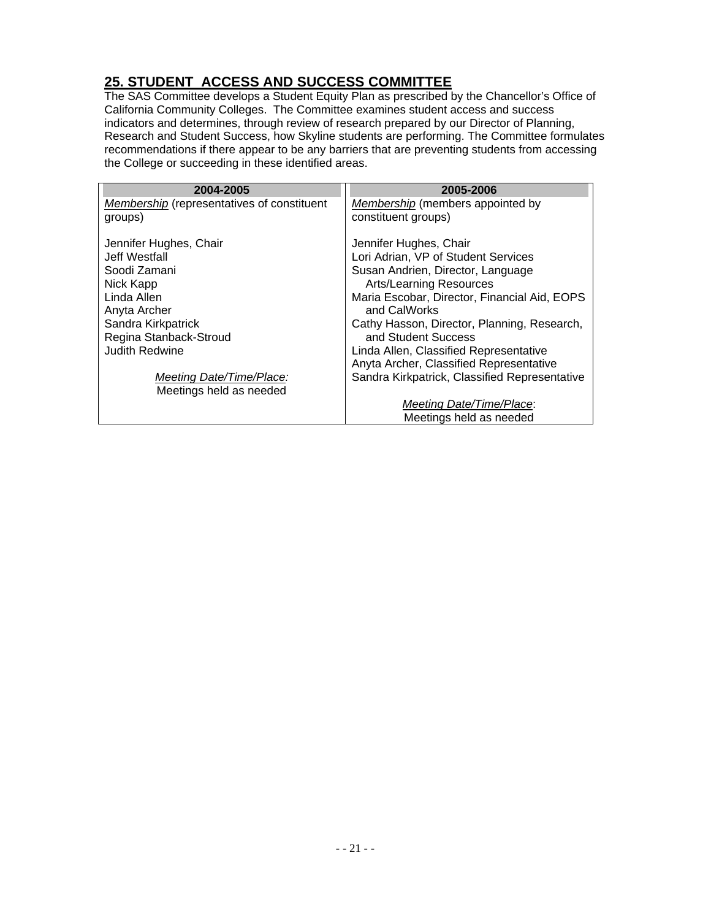## 25. STUDENT ACCESS AND SUCCESS COMMITTEE

The SAS Committee develops a Student Equity Plan as prescribed by the Chancellor's Office of California Community Colleges. The Committee examines student access and success indicators and determines, through review of research prepared by our Director of Planning, Research and Student Success, how Skyline students are performing. The Committee formulates recommendations if there appear to be any barriers that are preventing students from accessing the College or succeeding in these identified areas.

| 2004-2005 | 2005-2006 |
|---|---|
| *Membership* (representatives of constituent groups)<br><br>Jennifer Hughes, Chair<br>Jeff Westfall<br>Soodi Zamani<br>Nick Kapp<br>Linda Allen<br>Anyta Archer<br>Sandra Kirkpatrick<br>Regina Stanback-Stroud<br>Judith Redwine<br><br>*Meeting Date/Time/Place:*<br>Meetings held as needed | *Membership* (members appointed by constituent groups)<br><br>Jennifer Hughes, Chair<br>Lori Adrian, VP of Student Services<br>Susan Andrien, Director, Language Arts/Learning Resources<br>Maria Escobar, Director, Financial Aid, EOPS and CalWorks<br>Cathy Hasson, Director, Planning, Research, and Student Success<br>Linda Allen, Classified Representative<br>Anyta Archer, Classified Representative<br>Sandra Kirkpatrick, Classified Representative<br><br>*Meeting Date/Time/Place*:<br>Meetings held as needed |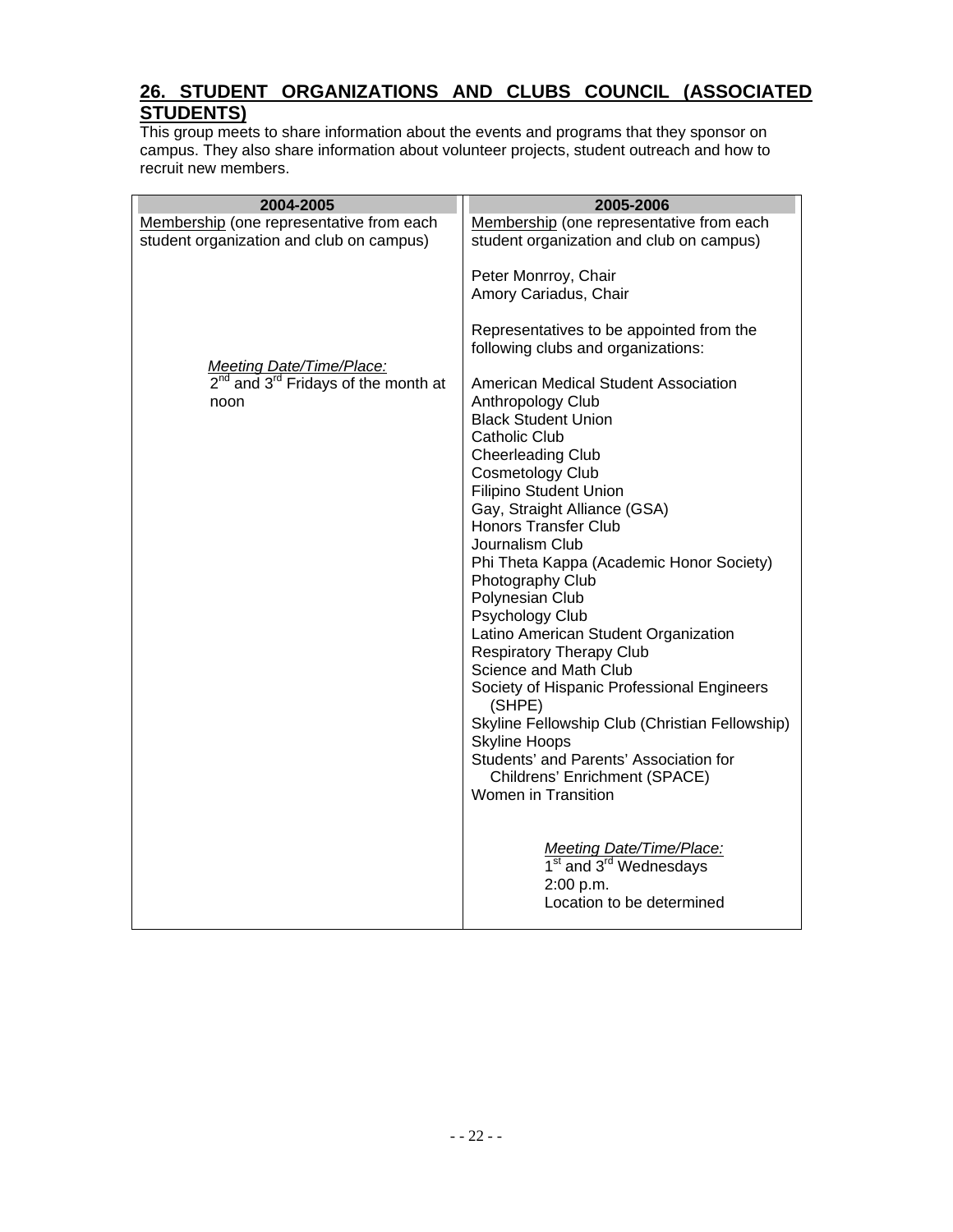## 26. STUDENT ORGANIZATIONS AND CLUBS COUNCIL (ASSOCIATED STUDENTS)

This group meets to share information about the events and programs that they sponsor on campus. They also share information about volunteer projects, student outreach and how to recruit new members.

| 2004-2005 | 2005-2006 |
|---|---|
| Membership (one representative from each student organization and club on campus)<br><br>*Meeting Date/Time/Place:*<br>2nd and 3rd Fridays of the month at noon | Membership (one representative from each student organization and club on campus)<br><br>Peter Monrroy, Chair<br>Amory Cariadus, Chair<br><br>Representatives to be appointed from the following clubs and organizations:<br><br>American Medical Student Association<br>Anthropology Club<br>Black Student Union<br>Catholic Club<br>Cheerleading Club<br>Cosmetology Club<br>Filipino Student Union<br>Gay, Straight Alliance (GSA)<br>Honors Transfer Club<br>Journalism Club<br>Phi Theta Kappa (Academic Honor Society)<br>Photography Club<br>Polynesian Club<br>Psychology Club<br>Latino American Student Organization<br>Respiratory Therapy Club<br>Science and Math Club<br>Society of Hispanic Professional Engineers (SHPE)<br>Skyline Fellowship Club (Christian Fellowship)<br>Skyline Hoops<br>Students' and Parents' Association for Childrens' Enrichment (SPACE)<br>Women in Transition<br><br>*Meeting Date/Time/Place:*<br>1st and 3rd Wednesdays<br>2:00 p.m.<br>Location to be determined |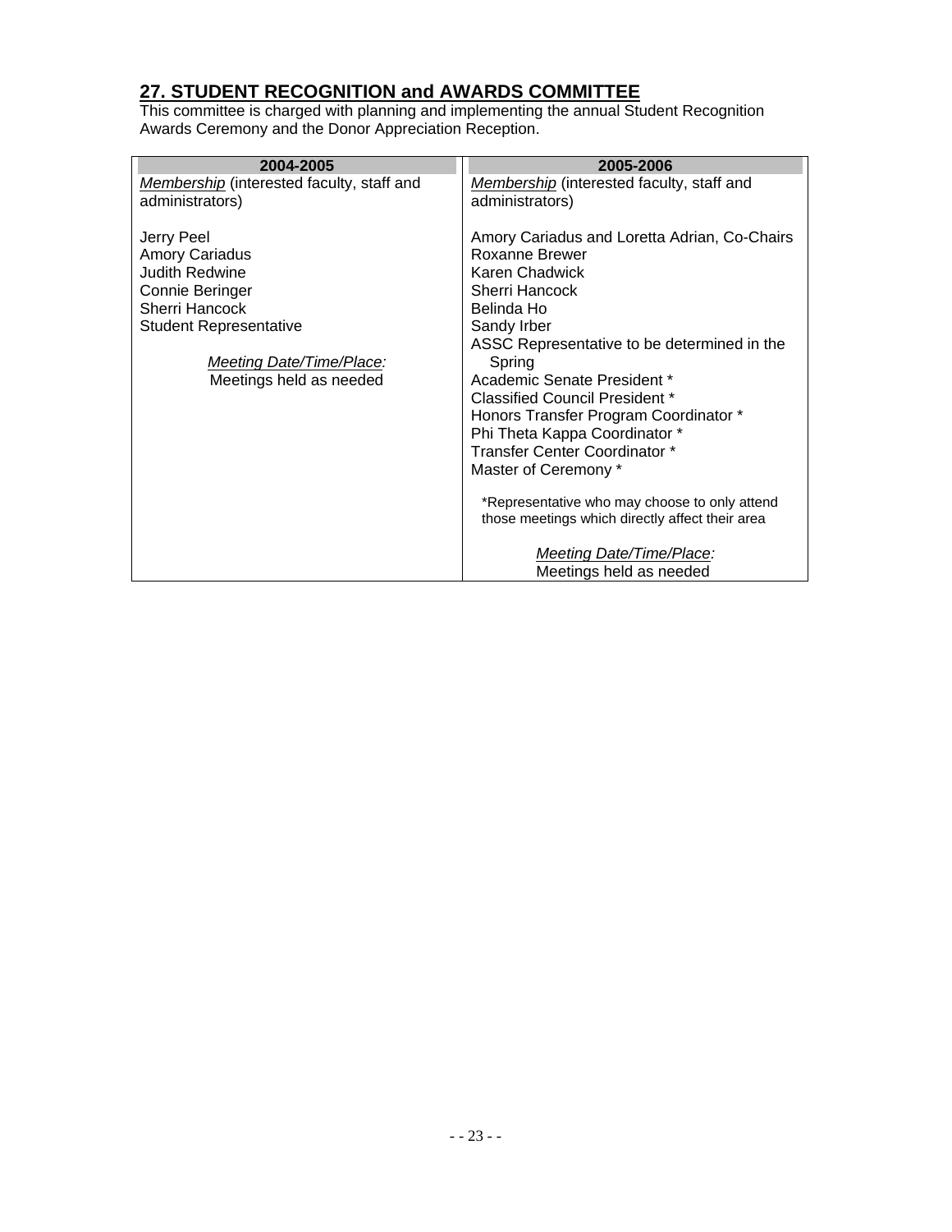## 27. STUDENT RECOGNITION and AWARDS COMMITTEE

This committee is charged with planning and implementing the annual Student Recognition Awards Ceremony and the Donor Appreciation Reception.

| 2004-2005 | 2005-2006 |
|---|---|
| *Membership* (interested faculty, staff and administrators)<br><br>Jerry Peel<br>Amory Cariadus<br>Judith Redwine<br>Connie Beringer<br>Sherri Hancock<br>Student Representative<br><br>*Meeting Date/Time/Place:*<br>Meetings held as needed | *Membership* (interested faculty, staff and administrators)<br><br>Amory Cariadus and Loretta Adrian, Co-Chairs<br>Roxanne Brewer<br>Karen Chadwick<br>Sherri Hancock<br>Belinda Ho<br>Sandy Irber<br>ASSC Representative to be determined in the Spring<br>Academic Senate President *<br>Classified Council President *<br>Honors Transfer Program Coordinator *<br>Phi Theta Kappa Coordinator *<br>Transfer Center Coordinator *<br>Master of Ceremony *<br><br>*Representative who may choose to only attend those meetings which directly affect their area<br><br>*Meeting Date/Time/Place:*<br>Meetings held as needed |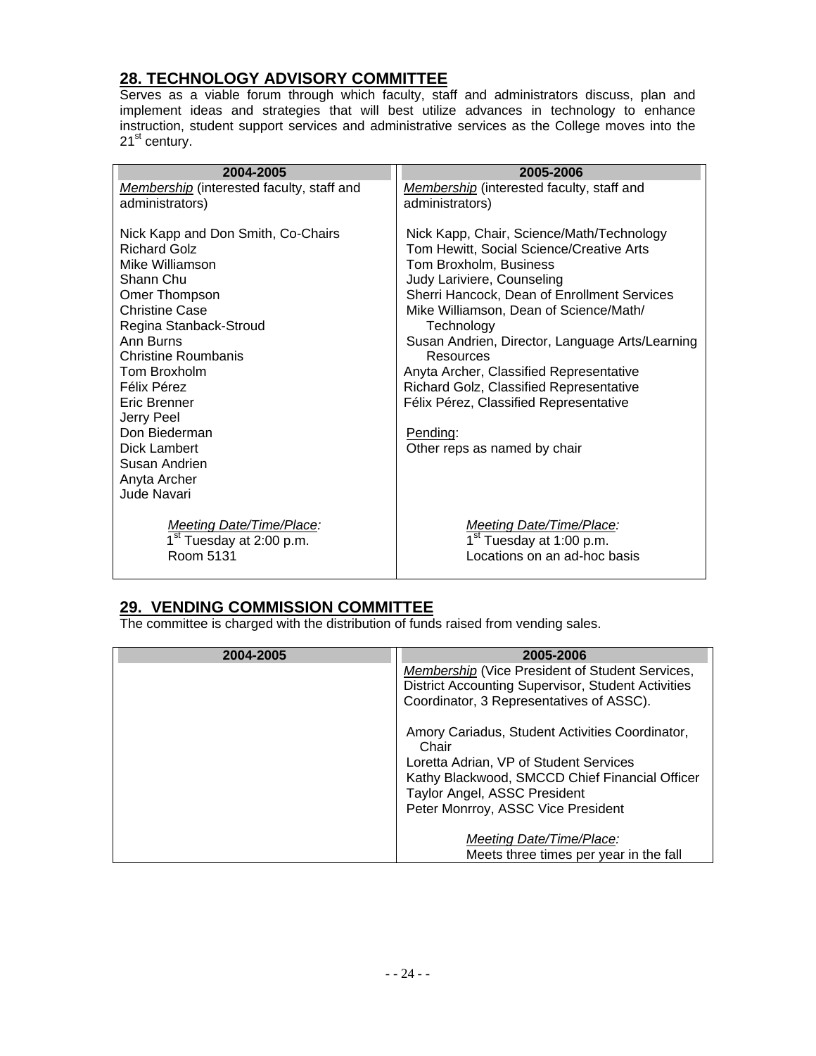## 28. TECHNOLOGY ADVISORY COMMITTEE

Serves as a viable forum through which faculty, staff and administrators discuss, plan and implement ideas and strategies that will best utilize advances in technology to enhance instruction, student support services and administrative services as the College moves into the 21st century.

| 2004-2005 | 2005-2006 |
|---|---|
| *Membership* (interested faculty, staff and administrators)<br><br>Nick Kapp and Don Smith, Co-Chairs<br>Richard Golz<br>Mike Williamson<br>Shann Chu<br>Omer Thompson<br>Christine Case<br>Regina Stanback-Stroud<br>Ann Burns<br>Christine Roumbanis<br>Tom Broxholm<br>Félix Pérez<br>Eric Brenner<br>Jerry Peel<br>Don Biederman<br>Dick Lambert<br>Susan Andrien<br>Anyta Archer<br>Jude Navari<br><br>*Meeting Date/Time/Place:*<br>1st Tuesday at 2:00 p.m.<br>Room 5131 | *Membership* (interested faculty, staff and administrators)<br><br>Nick Kapp, Chair, Science/Math/Technology<br>Tom Hewitt, Social Science/Creative Arts<br>Tom Broxholm, Business<br>Judy Lariviere, Counseling<br>Sherri Hancock, Dean of Enrollment Services<br>Mike Williamson, Dean of Science/Math/Technology<br>Susan Andrien, Director, Language Arts/Learning Resources<br>Anyta Archer, Classified Representative<br>Richard Golz, Classified Representative<br>Félix Pérez, Classified Representative<br><br>Pending:<br>Other reps as named by chair<br><br>*Meeting Date/Time/Place:*<br>1st Tuesday at 1:00 p.m.<br>Locations on an ad-hoc basis |

## 29. VENDING COMMISSION COMMITTEE

The committee is charged with the distribution of funds raised from vending sales.

| 2004-2005 | 2005-2006 |
|---|---|
| | *Membership* (Vice President of Student Services, District Accounting Supervisor, Student Activities Coordinator, 3 Representatives of ASSC).<br><br>Amory Cariadus, Student Activities Coordinator, Chair<br>Loretta Adrian, VP of Student Services<br>Kathy Blackwood, SMCCD Chief Financial Officer<br>Taylor Angel, ASSC President<br>Peter Monrroy, ASSC Vice President<br><br>*Meeting Date/Time/Place:*<br>Meets three times per year in the fall |